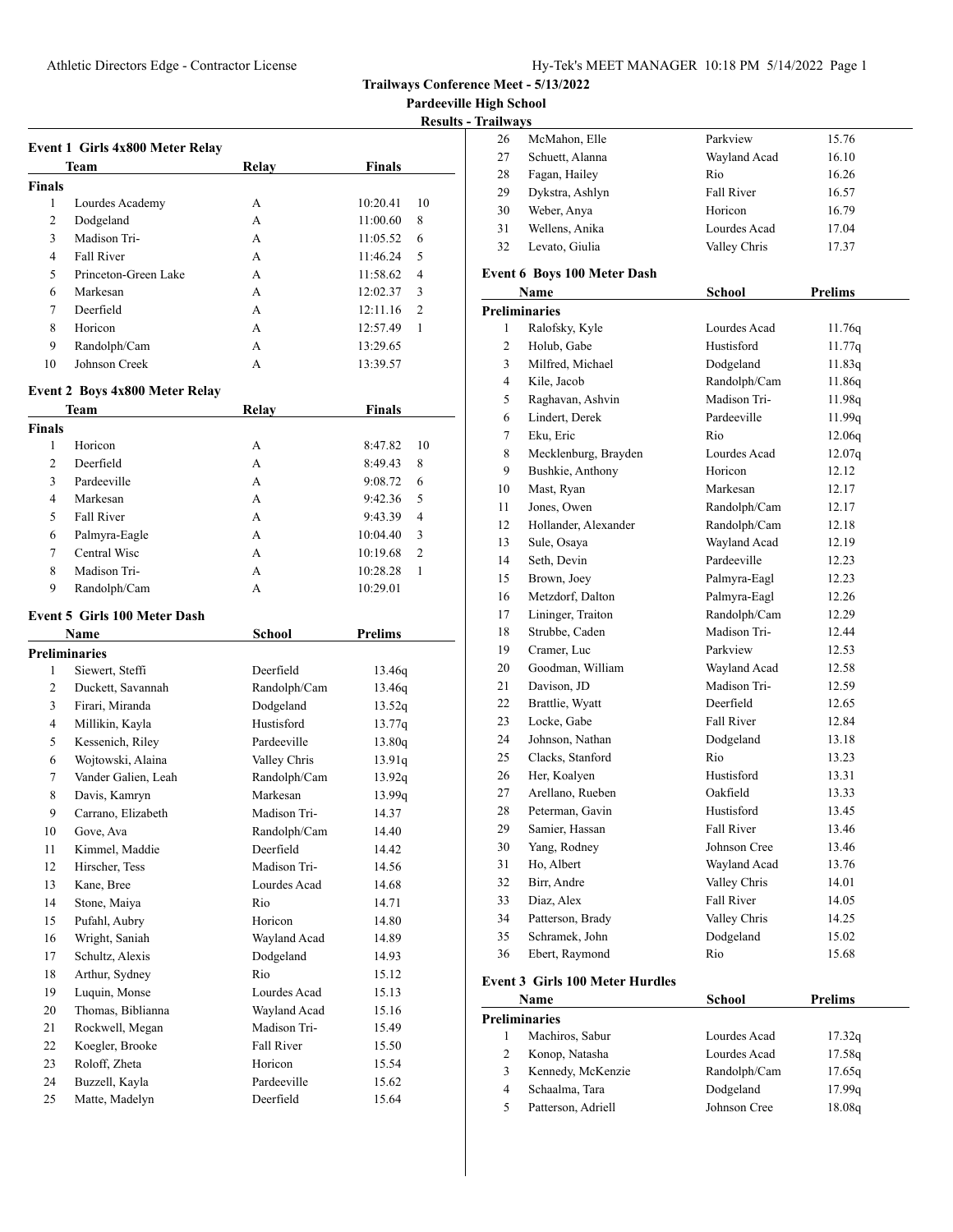# Trailways Conference Meet - 5/13/2022

**Pardeeville High School**

**Results - Trailways**

### Event 1 Girls 4x800 Meter Relay

| | Team | Relay | Finals | |
|---|---|---|---|---|
| **Finals** | | | | |
| 1 | Lourdes Academy | A | 10:20.41 | 10 |
| 2 | Dodgeland | A | 11:00.60 | 8 |
| 3 | Madison Tri- | A | 11:05.52 | 6 |
| 4 | Fall River | A | 11:46.24 | 5 |
| 5 | Princeton-Green Lake | A | 11:58.62 | 4 |
| 6 | Markesan | A | 12:02.37 | 3 |
| 7 | Deerfield | A | 12:11.16 | 2 |
| 8 | Horicon | A | 12:57.49 | 1 |
| 9 | Randolph/Cam | A | 13:29.65 | |
| 10 | Johnson Creek | A | 13:39.57 | |

### Event 2 Boys 4x800 Meter Relay

| | Team | Relay | Finals | |
|---|---|---|---|---|
| **Finals** | | | | |
| 1 | Horicon | A | 8:47.82 | 10 |
| 2 | Deerfield | A | 8:49.43 | 8 |
| 3 | Pardeeville | A | 9:08.72 | 6 |
| 4 | Markesan | A | 9:42.36 | 5 |
| 5 | Fall River | A | 9:43.39 | 4 |
| 6 | Palmyra-Eagle | A | 10:04.40 | 3 |
| 7 | Central Wisc | A | 10:19.68 | 2 |
| 8 | Madison Tri- | A | 10:28.28 | 1 |
| 9 | Randolph/Cam | A | 10:29.01 | |

### Event 5 Girls 100 Meter Dash

| | Name | School | Prelims |
|---|---|---|---|
| **Preliminaries** | | | |
| 1 | Siewert, Steffi | Deerfield | 13.46q |
| 2 | Duckett, Savannah | Randolph/Cam | 13.46q |
| 3 | Firari, Miranda | Dodgeland | 13.52q |
| 4 | Millikin, Kayla | Hustisford | 13.77q |
| 5 | Kessenich, Riley | Pardeeville | 13.80q |
| 6 | Wojtowski, Alaina | Valley Chris | 13.91q |
| 7 | Vander Galien, Leah | Randolph/Cam | 13.92q |
| 8 | Davis, Kamryn | Markesan | 13.99q |
| 9 | Carrano, Elizabeth | Madison Tri- | 14.37 |
| 10 | Gove, Ava | Randolph/Cam | 14.40 |
| 11 | Kimmel, Maddie | Deerfield | 14.42 |
| 12 | Hirscher, Tess | Madison Tri- | 14.56 |
| 13 | Kane, Bree | Lourdes Acad | 14.68 |
| 14 | Stone, Maiya | Rio | 14.71 |
| 15 | Pufahl, Aubry | Horicon | 14.80 |
| 16 | Wright, Saniah | Wayland Acad | 14.89 |
| 17 | Schultz, Alexis | Dodgeland | 14.93 |
| 18 | Arthur, Sydney | Rio | 15.12 |
| 19 | Luquin, Monse | Lourdes Acad | 15.13 |
| 20 | Thomas, Biblianna | Wayland Acad | 15.16 |
| 21 | Rockwell, Megan | Madison Tri- | 15.49 |
| 22 | Koegler, Brooke | Fall River | 15.50 |
| 23 | Roloff, Zheta | Horicon | 15.54 |
| 24 | Buzzell, Kayla | Pardeeville | 15.62 |
| 25 | Matte, Madelyn | Deerfield | 15.64 |
| 26 | McMahon, Elle | Parkview | 15.76 |
| 27 | Schuett, Alanna | Wayland Acad | 16.10 |
| 28 | Fagan, Hailey | Rio | 16.26 |
| 29 | Dykstra, Ashlyn | Fall River | 16.57 |
| 30 | Weber, Anya | Horicon | 16.79 |
| 31 | Wellens, Anika | Lourdes Acad | 17.04 |
| 32 | Levato, Giulia | Valley Chris | 17.37 |

### Event 6 Boys 100 Meter Dash

| | Name | School | Prelims |
|---|---|---|---|
| **Preliminaries** | | | |
| 1 | Ralofsky, Kyle | Lourdes Acad | 11.76q |
| 2 | Holub, Gabe | Hustisford | 11.77q |
| 3 | Milfred, Michael | Dodgeland | 11.83q |
| 4 | Kile, Jacob | Randolph/Cam | 11.86q |
| 5 | Raghavan, Ashvin | Madison Tri- | 11.98q |
| 6 | Lindert, Derek | Pardeeville | 11.99q |
| 7 | Eku, Eric | Rio | 12.06q |
| 8 | Mecklenburg, Brayden | Lourdes Acad | 12.07q |
| 9 | Bushkie, Anthony | Horicon | 12.12 |
| 10 | Mast, Ryan | Markesan | 12.17 |
| 11 | Jones, Owen | Randolph/Cam | 12.17 |
| 12 | Hollander, Alexander | Randolph/Cam | 12.18 |
| 13 | Sule, Osaya | Wayland Acad | 12.19 |
| 14 | Seth, Devin | Pardeeville | 12.23 |
| 15 | Brown, Joey | Palmyra-Eagl | 12.23 |
| 16 | Metzdorf, Dalton | Palmyra-Eagl | 12.26 |
| 17 | Lininger, Traiton | Randolph/Cam | 12.29 |
| 18 | Strubbe, Caden | Madison Tri- | 12.44 |
| 19 | Cramer, Luc | Parkview | 12.53 |
| 20 | Goodman, William | Wayland Acad | 12.58 |
| 21 | Davison, JD | Madison Tri- | 12.59 |
| 22 | Brattlie, Wyatt | Deerfield | 12.65 |
| 23 | Locke, Gabe | Fall River | 12.84 |
| 24 | Johnson, Nathan | Dodgeland | 13.18 |
| 25 | Clacks, Stanford | Rio | 13.23 |
| 26 | Her, Koalyen | Hustisford | 13.31 |
| 27 | Arellano, Rueben | Oakfield | 13.33 |
| 28 | Peterman, Gavin | Hustisford | 13.45 |
| 29 | Samier, Hassan | Fall River | 13.46 |
| 30 | Yang, Rodney | Johnson Cree | 13.46 |
| 31 | Ho, Albert | Wayland Acad | 13.76 |
| 32 | Birr, Andre | Valley Chris | 14.01 |
| 33 | Diaz, Alex | Fall River | 14.05 |
| 34 | Patterson, Brady | Valley Chris | 14.25 |
| 35 | Schramek, John | Dodgeland | 15.02 |
| 36 | Ebert, Raymond | Rio | 15.68 |

### Event 3 Girls 100 Meter Hurdles

| | Name | School | Prelims |
|---|---|---|---|
| **Preliminaries** | | | |
| 1 | Machiros, Sabur | Lourdes Acad | 17.32q |
| 2 | Konop, Natasha | Lourdes Acad | 17.58q |
| 3 | Kennedy, McKenzie | Randolph/Cam | 17.65q |
| 4 | Schaalma, Tara | Dodgeland | 17.99q |
| 5 | Patterson, Adriell | Johnson Cree | 18.08q |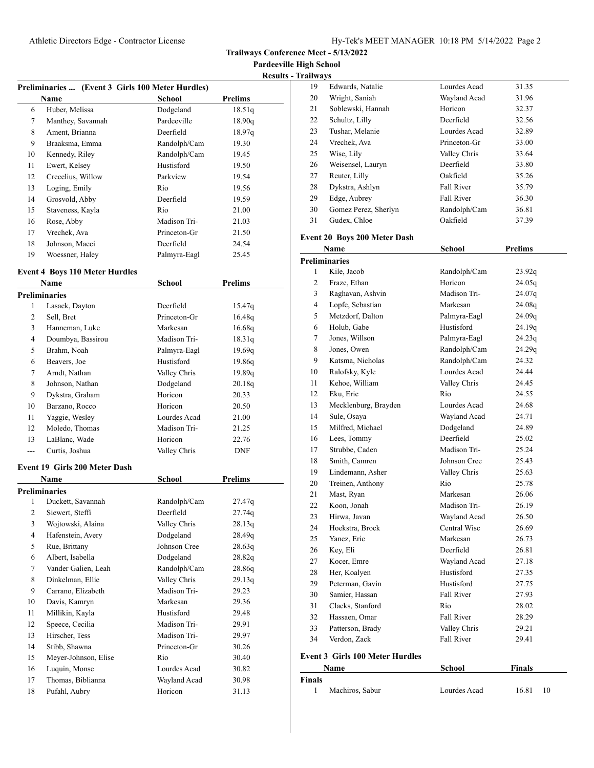**Trailways Conference Meet - 5/13/2022**

**Pardeeville High School**

**Results - Trailways**

### Preliminaries ... (Event 3 Girls 100 Meter Hurdles)

| | Name | School | Prelims |
|---|---|---|---|
| 6 | Huber, Melissa | Dodgeland | 18.51q |
| 7 | Manthey, Savannah | Pardeeville | 18.90q |
| 8 | Ament, Brianna | Deerfield | 18.97q |
| 9 | Braaksma, Emma | Randolph/Cam | 19.30 |
| 10 | Kennedy, Riley | Randolph/Cam | 19.45 |
| 11 | Ewert, Kelsey | Hustisford | 19.50 |
| 12 | Crecelius, Willow | Parkview | 19.54 |
| 13 | Loging, Emily | Rio | 19.56 |
| 14 | Grosvold, Abby | Deerfield | 19.59 |
| 15 | Staveness, Kayla | Rio | 21.00 |
| 16 | Rose, Abby | Madison Tri- | 21.03 |
| 17 | Vrechek, Ava | Princeton-Gr | 21.50 |
| 18 | Johnson, Maeci | Deerfield | 24.54 |
| 19 | Woessner, Haley | Palmyra-Eagl | 25.45 |

### Event 4 Boys 110 Meter Hurdles

| | Name | School | Prelims |
|---|---|---|---|
| **Preliminaries** | | | |
| 1 | Lasack, Dayton | Deerfield | 15.47q |
| 2 | Sell, Bret | Princeton-Gr | 16.48q |
| 3 | Hanneman, Luke | Markesan | 16.68q |
| 4 | Doumbya, Bassirou | Madison Tri- | 18.31q |
| 5 | Brahm, Noah | Palmyra-Eagl | 19.69q |
| 6 | Beavers, Joe | Hustisford | 19.86q |
| 7 | Arndt, Nathan | Valley Chris | 19.89q |
| 8 | Johnson, Nathan | Dodgeland | 20.18q |
| 9 | Dykstra, Graham | Horicon | 20.33 |
| 10 | Barzano, Rocco | Horicon | 20.50 |
| 11 | Yaggie, Wesley | Lourdes Acad | 21.00 |
| 12 | Moledo, Thomas | Madison Tri- | 21.25 |
| 13 | LaBlanc, Wade | Horicon | 22.76 |
| --- | Curtis, Joshua | Valley Chris | DNF |

### Event 19 Girls 200 Meter Dash

| | Name | School | Prelims |
|---|---|---|---|
| **Preliminaries** | | | |
| 1 | Duckett, Savannah | Randolph/Cam | 27.47q |
| 2 | Siewert, Steffi | Deerfield | 27.74q |
| 3 | Wojtowski, Alaina | Valley Chris | 28.13q |
| 4 | Hafenstein, Avery | Dodgeland | 28.49q |
| 5 | Rue, Brittany | Johnson Cree | 28.63q |
| 6 | Albert, Isabella | Dodgeland | 28.82q |
| 7 | Vander Galien, Leah | Randolph/Cam | 28.86q |
| 8 | Dinkelman, Ellie | Valley Chris | 29.13q |
| 9 | Carrano, Elizabeth | Madison Tri- | 29.23 |
| 10 | Davis, Kamryn | Markesan | 29.36 |
| 11 | Millikin, Kayla | Hustisford | 29.48 |
| 12 | Speece, Cecilia | Madison Tri- | 29.91 |
| 13 | Hirscher, Tess | Madison Tri- | 29.97 |
| 14 | Stibb, Shawna | Princeton-Gr | 30.26 |
| 15 | Meyer-Johnson, Elise | Rio | 30.40 |
| 16 | Luquin, Monse | Lourdes Acad | 30.82 |
| 17 | Thomas, Biblianna | Wayland Acad | 30.98 |
| 18 | Pufahl, Aubry | Horicon | 31.13 |
| 19 | Edwards, Natalie | Lourdes Acad | 31.35 |
| 20 | Wright, Saniah | Wayland Acad | 31.96 |
| 21 | Soblewski, Hannah | Horicon | 32.37 |
| 22 | Schultz, Lilly | Deerfield | 32.56 |
| 23 | Tushar, Melanie | Lourdes Acad | 32.89 |
| 24 | Vrechek, Ava | Princeton-Gr | 33.00 |
| 25 | Wise, Lily | Valley Chris | 33.64 |
| 26 | Weisensel, Lauryn | Deerfield | 33.80 |
| 27 | Reuter, Lilly | Oakfield | 35.26 |
| 28 | Dykstra, Ashlyn | Fall River | 35.79 |
| 29 | Edge, Aubrey | Fall River | 36.30 |
| 30 | Gomez Perez, Sherlyn | Randolph/Cam | 36.81 |
| 31 | Gudex, Chloe | Oakfield | 37.39 |

### Event 20 Boys 200 Meter Dash

| | Name | School | Prelims |
|---|---|---|---|
| **Preliminaries** | | | |
| 1 | Kile, Jacob | Randolph/Cam | 23.92q |
| 2 | Fraze, Ethan | Horicon | 24.05q |
| 3 | Raghavan, Ashvin | Madison Tri- | 24.07q |
| 4 | Lopfe, Sebastian | Markesan | 24.08q |
| 5 | Metzdorf, Dalton | Palmyra-Eagl | 24.09q |
| 6 | Holub, Gabe | Hustisford | 24.19q |
| 7 | Jones, Willson | Palmyra-Eagl | 24.23q |
| 8 | Jones, Owen | Randolph/Cam | 24.29q |
| 9 | Katsma, Nicholas | Randolph/Cam | 24.32 |
| 10 | Ralofsky, Kyle | Lourdes Acad | 24.44 |
| 11 | Kehoe, William | Valley Chris | 24.45 |
| 12 | Eku, Eric | Rio | 24.55 |
| 13 | Mecklenburg, Brayden | Lourdes Acad | 24.68 |
| 14 | Sule, Osaya | Wayland Acad | 24.71 |
| 15 | Milfred, Michael | Dodgeland | 24.89 |
| 16 | Lees, Tommy | Deerfield | 25.02 |
| 17 | Strubbe, Caden | Madison Tri- | 25.24 |
| 18 | Smith, Camren | Johnson Cree | 25.43 |
| 19 | Lindemann, Asher | Valley Chris | 25.63 |
| 20 | Treinen, Anthony | Rio | 25.78 |
| 21 | Mast, Ryan | Markesan | 26.06 |
| 22 | Koon, Jonah | Madison Tri- | 26.19 |
| 23 | Hirwa, Javan | Wayland Acad | 26.50 |
| 24 | Hoekstra, Brock | Central Wisc | 26.69 |
| 25 | Yanez, Eric | Markesan | 26.73 |
| 26 | Key, Eli | Deerfield | 26.81 |
| 27 | Kocer, Emre | Wayland Acad | 27.18 |
| 28 | Her, Koalyen | Hustisford | 27.35 |
| 29 | Peterman, Gavin | Hustisford | 27.75 |
| 30 | Samier, Hassan | Fall River | 27.93 |
| 31 | Clacks, Stanford | Rio | 28.02 |
| 32 | Hassaen, Omar | Fall River | 28.29 |
| 33 | Patterson, Brady | Valley Chris | 29.21 |
| 34 | Verdon, Zack | Fall River | 29.41 |

### Event 3 Girls 100 Meter Hurdles

| | Name | School | Finals | |
|---|---|---|---|---|
| **Finals** | | | | |
| 1 | Machiros, Sabur | Lourdes Acad | 16.81 | 10 |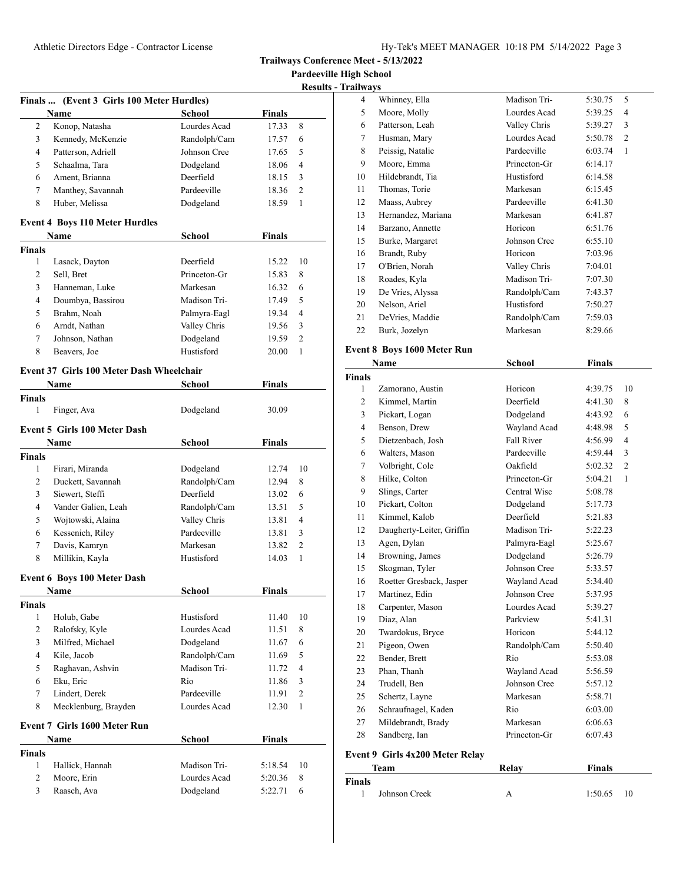**Trailways Conference Meet - 5/13/2022**

**Pardeeville High School**

**Results - Trailways**

### Finals ... (Event 3 Girls 100 Meter Hurdles)

| | Name | School | Finals | |
|---|---|---|---|---|
| 2 | Konop, Natasha | Lourdes Acad | 17.33 | 8 |
| 3 | Kennedy, McKenzie | Randolph/Cam | 17.57 | 6 |
| 4 | Patterson, Adriell | Johnson Cree | 17.65 | 5 |
| 5 | Schaalma, Tara | Dodgeland | 18.06 | 4 |
| 6 | Ament, Brianna | Deerfield | 18.15 | 3 |
| 7 | Manthey, Savannah | Pardeeville | 18.36 | 2 |
| 8 | Huber, Melissa | Dodgeland | 18.59 | 1 |

### Event 4 Boys 110 Meter Hurdles

| | Name | School | Finals | |
|---|---|---|---|---|
| **Finals** | | | | |
| 1 | Lasack, Dayton | Deerfield | 15.22 | 10 |
| 2 | Sell, Bret | Princeton-Gr | 15.83 | 8 |
| 3 | Hanneman, Luke | Markesan | 16.32 | 6 |
| 4 | Doumbya, Bassirou | Madison Tri- | 17.49 | 5 |
| 5 | Brahm, Noah | Palmyra-Eagl | 19.34 | 4 |
| 6 | Arndt, Nathan | Valley Chris | 19.56 | 3 |
| 7 | Johnson, Nathan | Dodgeland | 19.59 | 2 |
| 8 | Beavers, Joe | Hustisford | 20.00 | 1 |

### Event 37 Girls 100 Meter Dash Wheelchair

| | Name | School | Finals |
|---|---|---|---|
| **Finals** | | | |
| 1 | Finger, Ava | Dodgeland | 30.09 |

### Event 5 Girls 100 Meter Dash

| | Name | School | Finals | |
|---|---|---|---|---|
| **Finals** | | | | |
| 1 | Firari, Miranda | Dodgeland | 12.74 | 10 |
| 2 | Duckett, Savannah | Randolph/Cam | 12.94 | 8 |
| 3 | Siewert, Steffi | Deerfield | 13.02 | 6 |
| 4 | Vander Galien, Leah | Randolph/Cam | 13.51 | 5 |
| 5 | Wojtowski, Alaina | Valley Chris | 13.81 | 4 |
| 6 | Kessenich, Riley | Pardeeville | 13.81 | 3 |
| 7 | Davis, Kamryn | Markesan | 13.82 | 2 |
| 8 | Millikin, Kayla | Hustisford | 14.03 | 1 |

### Event 6 Boys 100 Meter Dash

| | Name | School | Finals | |
|---|---|---|---|---|
| **Finals** | | | | |
| 1 | Holub, Gabe | Hustisford | 11.40 | 10 |
| 2 | Ralofsky, Kyle | Lourdes Acad | 11.51 | 8 |
| 3 | Milfred, Michael | Dodgeland | 11.67 | 6 |
| 4 | Kile, Jacob | Randolph/Cam | 11.69 | 5 |
| 5 | Raghavan, Ashvin | Madison Tri- | 11.72 | 4 |
| 6 | Eku, Eric | Rio | 11.86 | 3 |
| 7 | Lindert, Derek | Pardeeville | 11.91 | 2 |
| 8 | Mecklenburg, Brayden | Lourdes Acad | 12.30 | 1 |

### Event 7 Girls 1600 Meter Run

| | Name | School | Finals | |
|---|---|---|---|---|
| **Finals** | | | | |
| 1 | Hallick, Hannah | Madison Tri- | 5:18.54 | 10 |
| 2 | Moore, Erin | Lourdes Acad | 5:20.36 | 8 |
| 3 | Raasch, Ava | Dodgeland | 5:22.71 | 6 |
| 4 | Whinney, Ella | Madison Tri- | 5:30.75 | 5 |
| 5 | Moore, Molly | Lourdes Acad | 5:39.25 | 4 |
| 6 | Patterson, Leah | Valley Chris | 5:39.27 | 3 |
| 7 | Husman, Mary | Lourdes Acad | 5:50.78 | 2 |
| 8 | Peissig, Natalie | Pardeeville | 6:03.74 | 1 |
| 9 | Moore, Emma | Princeton-Gr | 6:14.17 | |
| 10 | Hildebrandt, Tia | Hustisford | 6:14.58 | |
| 11 | Thomas, Torie | Markesan | 6:15.45 | |
| 12 | Maass, Aubrey | Pardeeville | 6:41.30 | |
| 13 | Hernandez, Mariana | Markesan | 6:41.87 | |
| 14 | Barzano, Annette | Horicon | 6:51.76 | |
| 15 | Burke, Margaret | Johnson Cree | 6:55.10 | |
| 16 | Brandt, Ruby | Horicon | 7:03.96 | |
| 17 | O'Brien, Norah | Valley Chris | 7:04.01 | |
| 18 | Roades, Kyla | Madison Tri- | 7:07.30 | |
| 19 | De Vries, Alyssa | Randolph/Cam | 7:43.37 | |
| 20 | Nelson, Ariel | Hustisford | 7:50.27 | |
| 21 | DeVries, Maddie | Randolph/Cam | 7:59.03 | |
| 22 | Burk, Jozelyn | Markesan | 8:29.66 | |

### Event 8 Boys 1600 Meter Run

| | Name | School | Finals | |
|---|---|---|---|---|
| **Finals** | | | | |
| 1 | Zamorano, Austin | Horicon | 4:39.75 | 10 |
| 2 | Kimmel, Martin | Deerfield | 4:41.30 | 8 |
| 3 | Pickart, Logan | Dodgeland | 4:43.92 | 6 |
| 4 | Benson, Drew | Wayland Acad | 4:48.98 | 5 |
| 5 | Dietzenbach, Josh | Fall River | 4:56.99 | 4 |
| 6 | Walters, Mason | Pardeeville | 4:59.44 | 3 |
| 7 | Volbright, Cole | Oakfield | 5:02.32 | 2 |
| 8 | Hilke, Colton | Princeton-Gr | 5:04.21 | 1 |
| 9 | Slings, Carter | Central Wisc | 5:08.78 | |
| 10 | Pickart, Colton | Dodgeland | 5:17.73 | |
| 11 | Kimmel, Kalob | Deerfield | 5:21.83 | |
| 12 | Daugherty-Leiter, Griffin | Madison Tri- | 5:22.23 | |
| 13 | Agen, Dylan | Palmyra-Eagl | 5:25.67 | |
| 14 | Browning, James | Dodgeland | 5:26.79 | |
| 15 | Skogman, Tyler | Johnson Cree | 5:33.57 | |
| 16 | Roetter Gresback, Jasper | Wayland Acad | 5:34.40 | |
| 17 | Martinez, Edin | Johnson Cree | 5:37.95 | |
| 18 | Carpenter, Mason | Lourdes Acad | 5:39.27 | |
| 19 | Diaz, Alan | Parkview | 5:41.31 | |
| 20 | Twardokus, Bryce | Horicon | 5:44.12 | |
| 21 | Pigeon, Owen | Randolph/Cam | 5:50.40 | |
| 22 | Bender, Brett | Rio | 5:53.08 | |
| 23 | Phan, Thanh | Wayland Acad | 5:56.59 | |
| 24 | Trudell, Ben | Johnson Cree | 5:57.12 | |
| 25 | Schertz, Layne | Markesan | 5:58.71 | |
| 26 | Schraufnagel, Kaden | Rio | 6:03.00 | |
| 27 | Mildebrandt, Brady | Markesan | 6:06.63 | |
| 28 | Sandberg, Ian | Princeton-Gr | 6:07.43 | |

### Event 9 Girls 4x200 Meter Relay

| | Team | Relay | Finals | |
|---|---|---|---|---|
| **Finals** | | | | |
| 1 | Johnson Creek | A | 1:50.65 | 10 |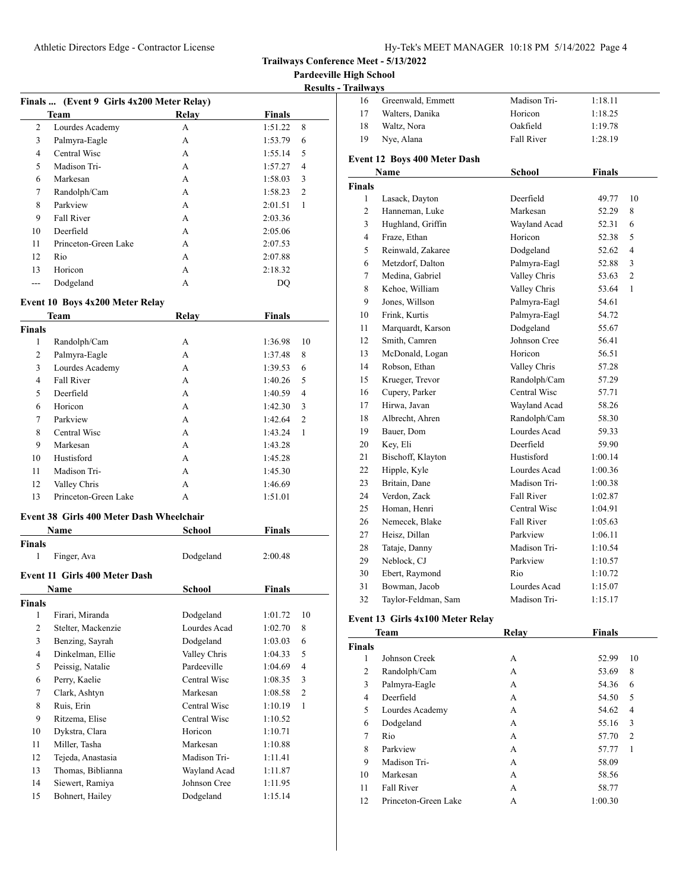**Trailways Conference Meet - 5/13/2022**

**Pardeeville High School**

**Results - Trailways**

### Finals ... (Event 9 Girls 4x200 Meter Relay)

| | Team | Relay | Finals | |
|---|---|---|---|---|
| 2 | Lourdes Academy | A | 1:51.22 | 8 |
| 3 | Palmyra-Eagle | A | 1:53.79 | 6 |
| 4 | Central Wisc | A | 1:55.14 | 5 |
| 5 | Madison Tri- | A | 1:57.27 | 4 |
| 6 | Markesan | A | 1:58.03 | 3 |
| 7 | Randolph/Cam | A | 1:58.23 | 2 |
| 8 | Parkview | A | 2:01.51 | 1 |
| 9 | Fall River | A | 2:03.36 | |
| 10 | Deerfield | A | 2:05.06 | |
| 11 | Princeton-Green Lake | A | 2:07.53 | |
| 12 | Rio | A | 2:07.88 | |
| 13 | Horicon | A | 2:18.32 | |
| --- | Dodgeland | A | DQ | |

### Event 10 Boys 4x200 Meter Relay

| | Team | Relay | Finals | |
|---|---|---|---|---|
| **Finals** | | | | |
| 1 | Randolph/Cam | A | 1:36.98 | 10 |
| 2 | Palmyra-Eagle | A | 1:37.48 | 8 |
| 3 | Lourdes Academy | A | 1:39.53 | 6 |
| 4 | Fall River | A | 1:40.26 | 5 |
| 5 | Deerfield | A | 1:40.59 | 4 |
| 6 | Horicon | A | 1:42.30 | 3 |
| 7 | Parkview | A | 1:42.64 | 2 |
| 8 | Central Wisc | A | 1:43.24 | 1 |
| 9 | Markesan | A | 1:43.28 | |
| 10 | Hustisford | A | 1:45.28 | |
| 11 | Madison Tri- | A | 1:45.30 | |
| 12 | Valley Chris | A | 1:46.69 | |
| 13 | Princeton-Green Lake | A | 1:51.01 | |

### Event 38 Girls 400 Meter Dash Wheelchair

| | Name | School | Finals |
|---|---|---|---|
| **Finals** | | | |
| 1 | Finger, Ava | Dodgeland | 2:00.48 |

### Event 11 Girls 400 Meter Dash

| | Name | School | Finals | |
|---|---|---|---|---|
| **Finals** | | | | |
| 1 | Firari, Miranda | Dodgeland | 1:01.72 | 10 |
| 2 | Stelter, Mackenzie | Lourdes Acad | 1:02.70 | 8 |
| 3 | Benzing, Sayrah | Dodgeland | 1:03.03 | 6 |
| 4 | Dinkelman, Ellie | Valley Chris | 1:04.33 | 5 |
| 5 | Peissig, Natalie | Pardeeville | 1:04.69 | 4 |
| 6 | Perry, Kaelie | Central Wisc | 1:08.35 | 3 |
| 7 | Clark, Ashtyn | Markesan | 1:08.58 | 2 |
| 8 | Ruis, Erin | Central Wisc | 1:10.19 | 1 |
| 9 | Ritzema, Elise | Central Wisc | 1:10.52 | |
| 10 | Dykstra, Clara | Horicon | 1:10.71 | |
| 11 | Miller, Tasha | Markesan | 1:10.88 | |
| 12 | Tejeda, Anastasia | Madison Tri- | 1:11.41 | |
| 13 | Thomas, Biblianna | Wayland Acad | 1:11.87 | |
| 14 | Siewert, Ramiya | Johnson Cree | 1:11.95 | |
| 15 | Bohnert, Hailey | Dodgeland | 1:15.14 | |
| 16 | Greenwald, Emmett | Madison Tri- | 1:18.11 | |
| 17 | Walters, Danika | Horicon | 1:18.25 | |
| 18 | Waltz, Nora | Oakfield | 1:19.78 | |
| 19 | Nye, Alana | Fall River | 1:28.19 | |

### Event 12 Boys 400 Meter Dash

| | Name | School | Finals | |
|---|---|---|---|---|
| **Finals** | | | | |
| 1 | Lasack, Dayton | Deerfield | 49.77 | 10 |
| 2 | Hanneman, Luke | Markesan | 52.29 | 8 |
| 3 | Hughland, Griffin | Wayland Acad | 52.31 | 6 |
| 4 | Fraze, Ethan | Horicon | 52.38 | 5 |
| 5 | Reinwald, Zakaree | Dodgeland | 52.62 | 4 |
| 6 | Metzdorf, Dalton | Palmyra-Eagl | 52.88 | 3 |
| 7 | Medina, Gabriel | Valley Chris | 53.63 | 2 |
| 8 | Kehoe, William | Valley Chris | 53.64 | 1 |
| 9 | Jones, Willson | Palmyra-Eagl | 54.61 | |
| 10 | Frink, Kurtis | Palmyra-Eagl | 54.72 | |
| 11 | Marquardt, Karson | Dodgeland | 55.67 | |
| 12 | Smith, Camren | Johnson Cree | 56.41 | |
| 13 | McDonald, Logan | Horicon | 56.51 | |
| 14 | Robson, Ethan | Valley Chris | 57.28 | |
| 15 | Krueger, Trevor | Randolph/Cam | 57.29 | |
| 16 | Cupery, Parker | Central Wisc | 57.71 | |
| 17 | Hirwa, Javan | Wayland Acad | 58.26 | |
| 18 | Albrecht, Ahren | Randolph/Cam | 58.30 | |
| 19 | Bauer, Dom | Lourdes Acad | 59.33 | |
| 20 | Key, Eli | Deerfield | 59.90 | |
| 21 | Bischoff, Klayton | Hustisford | 1:00.14 | |
| 22 | Hipple, Kyle | Lourdes Acad | 1:00.36 | |
| 23 | Britain, Dane | Madison Tri- | 1:00.38 | |
| 24 | Verdon, Zack | Fall River | 1:02.87 | |
| 25 | Homan, Henri | Central Wisc | 1:04.91 | |
| 26 | Nemecek, Blake | Fall River | 1:05.63 | |
| 27 | Heisz, Dillan | Parkview | 1:06.11 | |
| 28 | Tataje, Danny | Madison Tri- | 1:10.54 | |
| 29 | Neblock, CJ | Parkview | 1:10.57 | |
| 30 | Ebert, Raymond | Rio | 1:10.72 | |
| 31 | Bowman, Jacob | Lourdes Acad | 1:15.07 | |
| 32 | Taylor-Feldman, Sam | Madison Tri- | 1:15.17 | |

### Event 13 Girls 4x100 Meter Relay

| | Team | Relay | Finals | |
|---|---|---|---|---|
| **Finals** | | | | |
| 1 | Johnson Creek | A | 52.99 | 10 |
| 2 | Randolph/Cam | A | 53.69 | 8 |
| 3 | Palmyra-Eagle | A | 54.36 | 6 |
| 4 | Deerfield | A | 54.50 | 5 |
| 5 | Lourdes Academy | A | 54.62 | 4 |
| 6 | Dodgeland | A | 55.16 | 3 |
| 7 | Rio | A | 57.70 | 2 |
| 8 | Parkview | A | 57.77 | 1 |
| 9 | Madison Tri- | A | 58.09 | |
| 10 | Markesan | A | 58.56 | |
| 11 | Fall River | A | 58.77 | |
| 12 | Princeton-Green Lake | A | 1:00.30 | |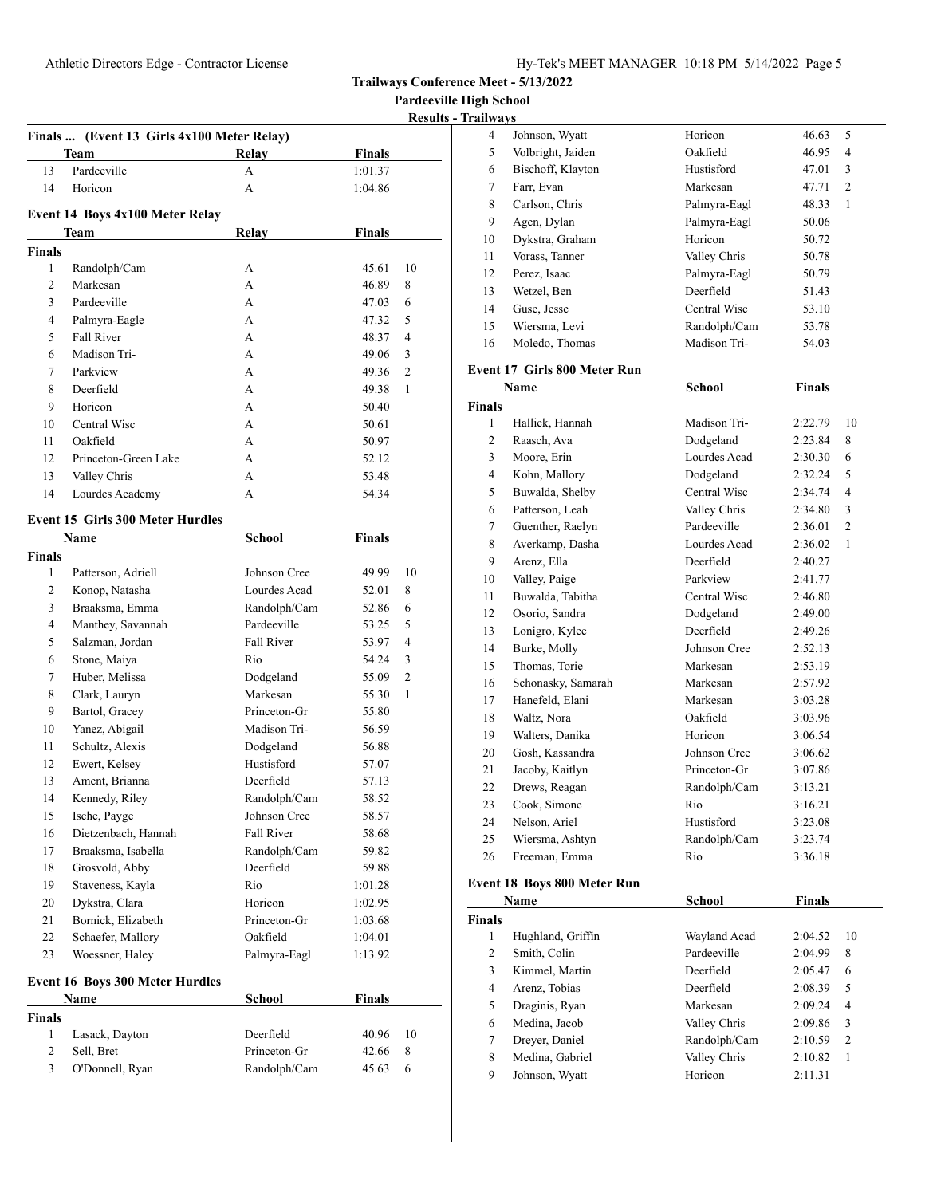## Trailways Conference Meet - 5/13/2022

**Pardeeville High School**

**Results - Trailways**

### Finals ... (Event 13 Girls 4x100 Meter Relay)

| | Team | Relay | Finals | |
|---|---|---|---|---|
| 13 | Pardeeville | A | 1:01.37 | |
| 14 | Horicon | A | 1:04.86 | |

### Event 14 Boys 4x100 Meter Relay

| | Team | Relay | Finals | |
|---|---|---|---|---|
| **Finals** | | | | |
| 1 | Randolph/Cam | A | 45.61 | 10 |
| 2 | Markesan | A | 46.89 | 8 |
| 3 | Pardeeville | A | 47.03 | 6 |
| 4 | Palmyra-Eagle | A | 47.32 | 5 |
| 5 | Fall River | A | 48.37 | 4 |
| 6 | Madison Tri- | A | 49.06 | 3 |
| 7 | Parkview | A | 49.36 | 2 |
| 8 | Deerfield | A | 49.38 | 1 |
| 9 | Horicon | A | 50.40 | |
| 10 | Central Wisc | A | 50.61 | |
| 11 | Oakfield | A | 50.97 | |
| 12 | Princeton-Green Lake | A | 52.12 | |
| 13 | Valley Chris | A | 53.48 | |
| 14 | Lourdes Academy | A | 54.34 | |

### Event 15 Girls 300 Meter Hurdles

| | Name | School | Finals | |
|---|---|---|---|---|
| **Finals** | | | | |
| 1 | Patterson, Adriell | Johnson Cree | 49.99 | 10 |
| 2 | Konop, Natasha | Lourdes Acad | 52.01 | 8 |
| 3 | Braaksma, Emma | Randolph/Cam | 52.86 | 6 |
| 4 | Manthey, Savannah | Pardeeville | 53.25 | 5 |
| 5 | Salzman, Jordan | Fall River | 53.97 | 4 |
| 6 | Stone, Maiya | Rio | 54.24 | 3 |
| 7 | Huber, Melissa | Dodgeland | 55.09 | 2 |
| 8 | Clark, Lauryn | Markesan | 55.30 | 1 |
| 9 | Bartol, Gracey | Princeton-Gr | 55.80 | |
| 10 | Yanez, Abigail | Madison Tri- | 56.59 | |
| 11 | Schultz, Alexis | Dodgeland | 56.88 | |
| 12 | Ewert, Kelsey | Hustisford | 57.07 | |
| 13 | Ament, Brianna | Deerfield | 57.13 | |
| 14 | Kennedy, Riley | Randolph/Cam | 58.52 | |
| 15 | Ische, Payge | Johnson Cree | 58.57 | |
| 16 | Dietzenbach, Hannah | Fall River | 58.68 | |
| 17 | Braaksma, Isabella | Randolph/Cam | 59.82 | |
| 18 | Grosvold, Abby | Deerfield | 59.88 | |
| 19 | Staveness, Kayla | Rio | 1:01.28 | |
| 20 | Dykstra, Clara | Horicon | 1:02.95 | |
| 21 | Bornick, Elizabeth | Princeton-Gr | 1:03.68 | |
| 22 | Schaefer, Mallory | Oakfield | 1:04.01 | |
| 23 | Woessner, Haley | Palmyra-Eagl | 1:13.92 | |

### Event 16 Boys 300 Meter Hurdles

| | Name | School | Finals | |
|---|---|---|---|---|
| **Finals** | | | | |
| 1 | Lasack, Dayton | Deerfield | 40.96 | 10 |
| 2 | Sell, Bret | Princeton-Gr | 42.66 | 8 |
| 3 | O'Donnell, Ryan | Randolph/Cam | 45.63 | 6 |
| 4 | Johnson, Wyatt | Horicon | 46.63 | 5 |
| 5 | Volbright, Jaiden | Oakfield | 46.95 | 4 |
| 6 | Bischoff, Klayton | Hustisford | 47.01 | 3 |
| 7 | Farr, Evan | Markesan | 47.71 | 2 |
| 8 | Carlson, Chris | Palmyra-Eagl | 48.33 | 1 |
| 9 | Agen, Dylan | Palmyra-Eagl | 50.06 | |
| 10 | Dykstra, Graham | Horicon | 50.72 | |
| 11 | Vorass, Tanner | Valley Chris | 50.78 | |
| 12 | Perez, Isaac | Palmyra-Eagl | 50.79 | |
| 13 | Wetzel, Ben | Deerfield | 51.43 | |
| 14 | Guse, Jesse | Central Wisc | 53.10 | |
| 15 | Wiersma, Levi | Randolph/Cam | 53.78 | |
| 16 | Moledo, Thomas | Madison Tri- | 54.03 | |

### Event 17 Girls 800 Meter Run

| | Name | School | Finals | |
|---|---|---|---|---|
| **Finals** | | | | |
| 1 | Hallick, Hannah | Madison Tri- | 2:22.79 | 10 |
| 2 | Raasch, Ava | Dodgeland | 2:23.84 | 8 |
| 3 | Moore, Erin | Lourdes Acad | 2:30.30 | 6 |
| 4 | Kohn, Mallory | Dodgeland | 2:32.24 | 5 |
| 5 | Buwalda, Shelby | Central Wisc | 2:34.74 | 4 |
| 6 | Patterson, Leah | Valley Chris | 2:34.80 | 3 |
| 7 | Guenther, Raelyn | Pardeeville | 2:36.01 | 2 |
| 8 | Averkamp, Dasha | Lourdes Acad | 2:36.02 | 1 |
| 9 | Arenz, Ella | Deerfield | 2:40.27 | |
| 10 | Valley, Paige | Parkview | 2:41.77 | |
| 11 | Buwalda, Tabitha | Central Wisc | 2:46.80 | |
| 12 | Osorio, Sandra | Dodgeland | 2:49.00 | |
| 13 | Lonigro, Kylee | Deerfield | 2:49.26 | |
| 14 | Burke, Molly | Johnson Cree | 2:52.13 | |
| 15 | Thomas, Torie | Markesan | 2:53.19 | |
| 16 | Schonasky, Samarah | Markesan | 2:57.92 | |
| 17 | Hanefeld, Elani | Markesan | 3:03.28 | |
| 18 | Waltz, Nora | Oakfield | 3:03.96 | |
| 19 | Walters, Danika | Horicon | 3:06.54 | |
| 20 | Gosh, Kassandra | Johnson Cree | 3:06.62 | |
| 21 | Jacoby, Kaitlyn | Princeton-Gr | 3:07.86 | |
| 22 | Drews, Reagan | Randolph/Cam | 3:13.21 | |
| 23 | Cook, Simone | Rio | 3:16.21 | |
| 24 | Nelson, Ariel | Hustisford | 3:23.08 | |
| 25 | Wiersma, Ashtyn | Randolph/Cam | 3:23.74 | |
| 26 | Freeman, Emma | Rio | 3:36.18 | |

### Event 18 Boys 800 Meter Run

| | Name | School | Finals | |
|---|---|---|---|---|
| **Finals** | | | | |
| 1 | Hughland, Griffin | Wayland Acad | 2:04.52 | 10 |
| 2 | Smith, Colin | Pardeeville | 2:04.99 | 8 |
| 3 | Kimmel, Martin | Deerfield | 2:05.47 | 6 |
| 4 | Arenz, Tobias | Deerfield | 2:08.39 | 5 |
| 5 | Draginis, Ryan | Markesan | 2:09.24 | 4 |
| 6 | Medina, Jacob | Valley Chris | 2:09.86 | 3 |
| 7 | Dreyer, Daniel | Randolph/Cam | 2:10.59 | 2 |
| 8 | Medina, Gabriel | Valley Chris | 2:10.82 | 1 |
| 9 | Johnson, Wyatt | Horicon | 2:11.31 | |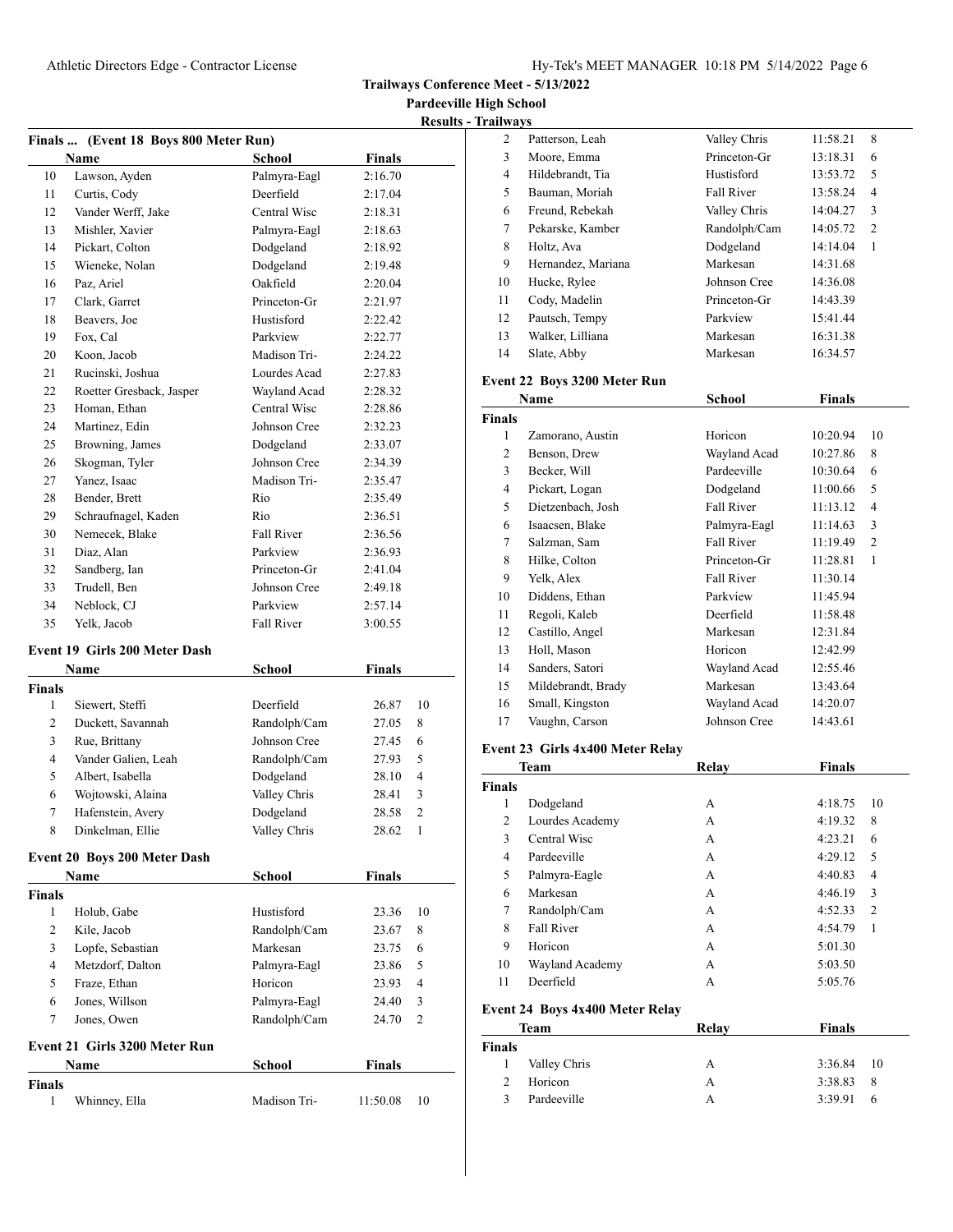## Trailways Conference Meet - 5/13/2022

**Pardeeville High School**

**Results - Trailways**

### Finals ... (Event 18 Boys 800 Meter Run)

| | Name | School | Finals |
|---|---|---|---|
| 10 | Lawson, Ayden | Palmyra-Eagl | 2:16.70 |
| 11 | Curtis, Cody | Deerfield | 2:17.04 |
| 12 | Vander Werff, Jake | Central Wisc | 2:18.31 |
| 13 | Mishler, Xavier | Palmyra-Eagl | 2:18.63 |
| 14 | Pickart, Colton | Dodgeland | 2:18.92 |
| 15 | Wieneke, Nolan | Dodgeland | 2:19.48 |
| 16 | Paz, Ariel | Oakfield | 2:20.04 |
| 17 | Clark, Garret | Princeton-Gr | 2:21.97 |
| 18 | Beavers, Joe | Hustisford | 2:22.42 |
| 19 | Fox, Cal | Parkview | 2:22.77 |
| 20 | Koon, Jacob | Madison Tri- | 2:24.22 |
| 21 | Rucinski, Joshua | Lourdes Acad | 2:27.83 |
| 22 | Roetter Gresback, Jasper | Wayland Acad | 2:28.32 |
| 23 | Homan, Ethan | Central Wisc | 2:28.86 |
| 24 | Martinez, Edin | Johnson Cree | 2:32.23 |
| 25 | Browning, James | Dodgeland | 2:33.07 |
| 26 | Skogman, Tyler | Johnson Cree | 2:34.39 |
| 27 | Yanez, Isaac | Madison Tri- | 2:35.47 |
| 28 | Bender, Brett | Rio | 2:35.49 |
| 29 | Schraufnagel, Kaden | Rio | 2:36.51 |
| 30 | Nemecek, Blake | Fall River | 2:36.56 |
| 31 | Diaz, Alan | Parkview | 2:36.93 |
| 32 | Sandberg, Ian | Princeton-Gr | 2:41.04 |
| 33 | Trudell, Ben | Johnson Cree | 2:49.18 |
| 34 | Neblock, CJ | Parkview | 2:57.14 |
| 35 | Yelk, Jacob | Fall River | 3:00.55 |

### Event 19 Girls 200 Meter Dash

| | Name | School | Finals | |
|---|---|---|---|---|
| **Finals** | | | | |
| 1 | Siewert, Steffi | Deerfield | 26.87 | 10 |
| 2 | Duckett, Savannah | Randolph/Cam | 27.05 | 8 |
| 3 | Rue, Brittany | Johnson Cree | 27.45 | 6 |
| 4 | Vander Galien, Leah | Randolph/Cam | 27.93 | 5 |
| 5 | Albert, Isabella | Dodgeland | 28.10 | 4 |
| 6 | Wojtowski, Alaina | Valley Chris | 28.41 | 3 |
| 7 | Hafenstein, Avery | Dodgeland | 28.58 | 2 |
| 8 | Dinkelman, Ellie | Valley Chris | 28.62 | 1 |

### Event 20 Boys 200 Meter Dash

| | Name | School | Finals | |
|---|---|---|---|---|
| **Finals** | | | | |
| 1 | Holub, Gabe | Hustisford | 23.36 | 10 |
| 2 | Kile, Jacob | Randolph/Cam | 23.67 | 8 |
| 3 | Lopfe, Sebastian | Markesan | 23.75 | 6 |
| 4 | Metzdorf, Dalton | Palmyra-Eagl | 23.86 | 5 |
| 5 | Fraze, Ethan | Horicon | 23.93 | 4 |
| 6 | Jones, Willson | Palmyra-Eagl | 24.40 | 3 |
| 7 | Jones, Owen | Randolph/Cam | 24.70 | 2 |

### Event 21 Girls 3200 Meter Run

| | Name | School | Finals | |
|---|---|---|---|---|
| **Finals** | | | | |
| 1 | Whinney, Ella | Madison Tri- | 11:50.08 | 10 |
| 2 | Patterson, Leah | Valley Chris | 11:58.21 | 8 |
| 3 | Moore, Emma | Princeton-Gr | 13:18.31 | 6 |
| 4 | Hildebrandt, Tia | Hustisford | 13:53.72 | 5 |
| 5 | Bauman, Moriah | Fall River | 13:58.24 | 4 |
| 6 | Freund, Rebekah | Valley Chris | 14:04.27 | 3 |
| 7 | Pekarske, Kamber | Randolph/Cam | 14:05.72 | 2 |
| 8 | Holtz, Ava | Dodgeland | 14:14.04 | 1 |
| 9 | Hernandez, Mariana | Markesan | 14:31.68 | |
| 10 | Hucke, Rylee | Johnson Cree | 14:36.08 | |
| 11 | Cody, Madelin | Princeton-Gr | 14:43.39 | |
| 12 | Pautsch, Tempy | Parkview | 15:41.44 | |
| 13 | Walker, Lilliana | Markesan | 16:31.38 | |
| 14 | Slate, Abby | Markesan | 16:34.57 | |

### Event 22 Boys 3200 Meter Run

| | Name | School | Finals | |
|---|---|---|---|---|
| **Finals** | | | | |
| 1 | Zamorano, Austin | Horicon | 10:20.94 | 10 |
| 2 | Benson, Drew | Wayland Acad | 10:27.86 | 8 |
| 3 | Becker, Will | Pardeeville | 10:30.64 | 6 |
| 4 | Pickart, Logan | Dodgeland | 11:00.66 | 5 |
| 5 | Dietzenbach, Josh | Fall River | 11:13.12 | 4 |
| 6 | Isaacsen, Blake | Palmyra-Eagl | 11:14.63 | 3 |
| 7 | Salzman, Sam | Fall River | 11:19.49 | 2 |
| 8 | Hilke, Colton | Princeton-Gr | 11:28.81 | 1 |
| 9 | Yelk, Alex | Fall River | 11:30.14 | |
| 10 | Diddens, Ethan | Parkview | 11:45.94 | |
| 11 | Regoli, Kaleb | Deerfield | 11:58.48 | |
| 12 | Castillo, Angel | Markesan | 12:31.84 | |
| 13 | Holl, Mason | Horicon | 12:42.99 | |
| 14 | Sanders, Satori | Wayland Acad | 12:55.46 | |
| 15 | Mildebrandt, Brady | Markesan | 13:43.64 | |
| 16 | Small, Kingston | Wayland Acad | 14:20.07 | |
| 17 | Vaughn, Carson | Johnson Cree | 14:43.61 | |

### Event 23 Girls 4x400 Meter Relay

| | Team | Relay | Finals | |
|---|---|---|---|---|
| **Finals** | | | | |
| 1 | Dodgeland | A | 4:18.75 | 10 |
| 2 | Lourdes Academy | A | 4:19.32 | 8 |
| 3 | Central Wisc | A | 4:23.21 | 6 |
| 4 | Pardeeville | A | 4:29.12 | 5 |
| 5 | Palmyra-Eagle | A | 4:40.83 | 4 |
| 6 | Markesan | A | 4:46.19 | 3 |
| 7 | Randolph/Cam | A | 4:52.33 | 2 |
| 8 | Fall River | A | 4:54.79 | 1 |
| 9 | Horicon | A | 5:01.30 | |
| 10 | Wayland Academy | A | 5:03.50 | |
| 11 | Deerfield | A | 5:05.76 | |

### Event 24 Boys 4x400 Meter Relay

| | Team | Relay | Finals | |
|---|---|---|---|---|
| **Finals** | | | | |
| 1 | Valley Chris | A | 3:36.84 | 10 |
| 2 | Horicon | A | 3:38.83 | 8 |
| 3 | Pardeeville | A | 3:39.91 | 6 |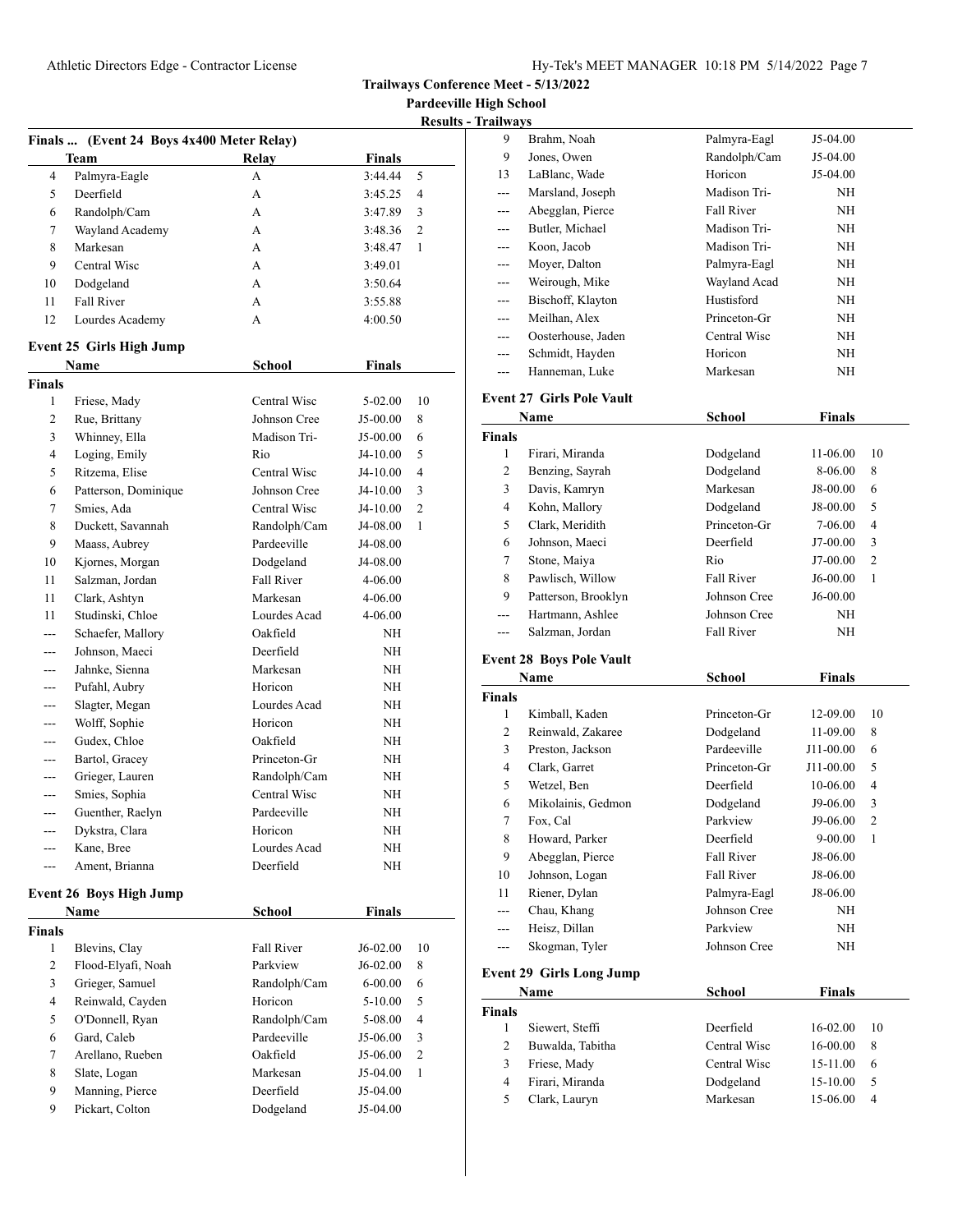**Trailways Conference Meet - 5/13/2022**

**Pardeeville High School**

**Results - Trailways**

### Finals ... (Event 24 Boys 4x400 Meter Relay)

| | Team | Relay | Finals | |
|---|---|---|---|---|
| 4 | Palmyra-Eagle | A | 3:44.44 | 5 |
| 5 | Deerfield | A | 3:45.25 | 4 |
| 6 | Randolph/Cam | A | 3:47.89 | 3 |
| 7 | Wayland Academy | A | 3:48.36 | 2 |
| 8 | Markesan | A | 3:48.47 | 1 |
| 9 | Central Wisc | A | 3:49.01 | |
| 10 | Dodgeland | A | 3:50.64 | |
| 11 | Fall River | A | 3:55.88 | |
| 12 | Lourdes Academy | A | 4:00.50 | |

### Event 25 Girls High Jump

| | Name | School | Finals | |
|---|---|---|---|---|
| **Finals** | | | | |
| 1 | Friese, Mady | Central Wisc | 5-02.00 | 10 |
| 2 | Rue, Brittany | Johnson Cree | J5-00.00 | 8 |
| 3 | Whinney, Ella | Madison Tri- | J5-00.00 | 6 |
| 4 | Loging, Emily | Rio | J4-10.00 | 5 |
| 5 | Ritzema, Elise | Central Wisc | J4-10.00 | 4 |
| 6 | Patterson, Dominique | Johnson Cree | J4-10.00 | 3 |
| 7 | Smies, Ada | Central Wisc | J4-10.00 | 2 |
| 8 | Duckett, Savannah | Randolph/Cam | J4-08.00 | 1 |
| 9 | Maass, Aubrey | Pardeeville | J4-08.00 | |
| 10 | Kjornes, Morgan | Dodgeland | J4-08.00 | |
| 11 | Salzman, Jordan | Fall River | 4-06.00 | |
| 11 | Clark, Ashtyn | Markesan | 4-06.00 | |
| 11 | Studinski, Chloe | Lourdes Acad | 4-06.00 | |
| --- | Schaefer, Mallory | Oakfield | NH | |
| --- | Johnson, Maeci | Deerfield | NH | |
| --- | Jahnke, Sienna | Markesan | NH | |
| --- | Pufahl, Aubry | Horicon | NH | |
| --- | Slagter, Megan | Lourdes Acad | NH | |
| --- | Wolff, Sophie | Horicon | NH | |
| --- | Gudex, Chloe | Oakfield | NH | |
| --- | Bartol, Gracey | Princeton-Gr | NH | |
| --- | Grieger, Lauren | Randolph/Cam | NH | |
| --- | Smies, Sophia | Central Wisc | NH | |
| --- | Guenther, Raelyn | Pardeeville | NH | |
| --- | Dykstra, Clara | Horicon | NH | |
| --- | Kane, Bree | Lourdes Acad | NH | |
| --- | Ament, Brianna | Deerfield | NH | |

### Event 26 Boys High Jump

| | Name | School | Finals | |
|---|---|---|---|---|
| **Finals** | | | | |
| 1 | Blevins, Clay | Fall River | J6-02.00 | 10 |
| 2 | Flood-Elyafi, Noah | Parkview | J6-02.00 | 8 |
| 3 | Grieger, Samuel | Randolph/Cam | 6-00.00 | 6 |
| 4 | Reinwald, Cayden | Horicon | 5-10.00 | 5 |
| 5 | O'Donnell, Ryan | Randolph/Cam | 5-08.00 | 4 |
| 6 | Gard, Caleb | Pardeeville | J5-06.00 | 3 |
| 7 | Arellano, Rueben | Oakfield | J5-06.00 | 2 |
| 8 | Slate, Logan | Markesan | J5-04.00 | 1 |
| 9 | Manning, Pierce | Deerfield | J5-04.00 | |
| 9 | Pickart, Colton | Dodgeland | J5-04.00 | |
| 9 | Brahm, Noah | Palmyra-Eagl | J5-04.00 | |
| 9 | Jones, Owen | Randolph/Cam | J5-04.00 | |
| 13 | LaBlanc, Wade | Horicon | J5-04.00 | |
| --- | Marsland, Joseph | Madison Tri- | NH | |
| --- | Abegglan, Pierce | Fall River | NH | |
| --- | Butler, Michael | Madison Tri- | NH | |
| --- | Koon, Jacob | Madison Tri- | NH | |
| --- | Moyer, Dalton | Palmyra-Eagl | NH | |
| --- | Weirough, Mike | Wayland Acad | NH | |
| --- | Bischoff, Klayton | Hustisford | NH | |
| --- | Meilhan, Alex | Princeton-Gr | NH | |
| --- | Oosterhouse, Jaden | Central Wisc | NH | |
| --- | Schmidt, Hayden | Horicon | NH | |
| --- | Hanneman, Luke | Markesan | NH | |

### Event 27 Girls Pole Vault

| | Name | School | Finals | |
|---|---|---|---|---|
| **Finals** | | | | |
| 1 | Firari, Miranda | Dodgeland | 11-06.00 | 10 |
| 2 | Benzing, Sayrah | Dodgeland | 8-06.00 | 8 |
| 3 | Davis, Kamryn | Markesan | J8-00.00 | 6 |
| 4 | Kohn, Mallory | Dodgeland | J8-00.00 | 5 |
| 5 | Clark, Meridith | Princeton-Gr | 7-06.00 | 4 |
| 6 | Johnson, Maeci | Deerfield | J7-00.00 | 3 |
| 7 | Stone, Maiya | Rio | J7-00.00 | 2 |
| 8 | Pawlisch, Willow | Fall River | J6-00.00 | 1 |
| 9 | Patterson, Brooklyn | Johnson Cree | J6-00.00 | |
| --- | Hartmann, Ashlee | Johnson Cree | NH | |
| --- | Salzman, Jordan | Fall River | NH | |

### Event 28 Boys Pole Vault

| | Name | School | Finals | |
|---|---|---|---|---|
| **Finals** | | | | |
| 1 | Kimball, Kaden | Princeton-Gr | 12-09.00 | 10 |
| 2 | Reinwald, Zakaree | Dodgeland | 11-09.00 | 8 |
| 3 | Preston, Jackson | Pardeeville | J11-00.00 | 6 |
| 4 | Clark, Garret | Princeton-Gr | J11-00.00 | 5 |
| 5 | Wetzel, Ben | Deerfield | 10-06.00 | 4 |
| 6 | Mikolainis, Gedmon | Dodgeland | J9-06.00 | 3 |
| 7 | Fox, Cal | Parkview | J9-06.00 | 2 |
| 8 | Howard, Parker | Deerfield | 9-00.00 | 1 |
| 9 | Abegglan, Pierce | Fall River | J8-06.00 | |
| 10 | Johnson, Logan | Fall River | J8-06.00 | |
| 11 | Riener, Dylan | Palmyra-Eagl | J8-06.00 | |
| --- | Chau, Khang | Johnson Cree | NH | |
| --- | Heisz, Dillan | Parkview | NH | |
| --- | Skogman, Tyler | Johnson Cree | NH | |

### Event 29 Girls Long Jump

| | Name | School | Finals | |
|---|---|---|---|---|
| **Finals** | | | | |
| 1 | Siewert, Steffi | Deerfield | 16-02.00 | 10 |
| 2 | Buwalda, Tabitha | Central Wisc | 16-00.00 | 8 |
| 3 | Friese, Mady | Central Wisc | 15-11.00 | 6 |
| 4 | Firari, Miranda | Dodgeland | 15-10.00 | 5 |
| 5 | Clark, Lauryn | Markesan | 15-06.00 | 4 |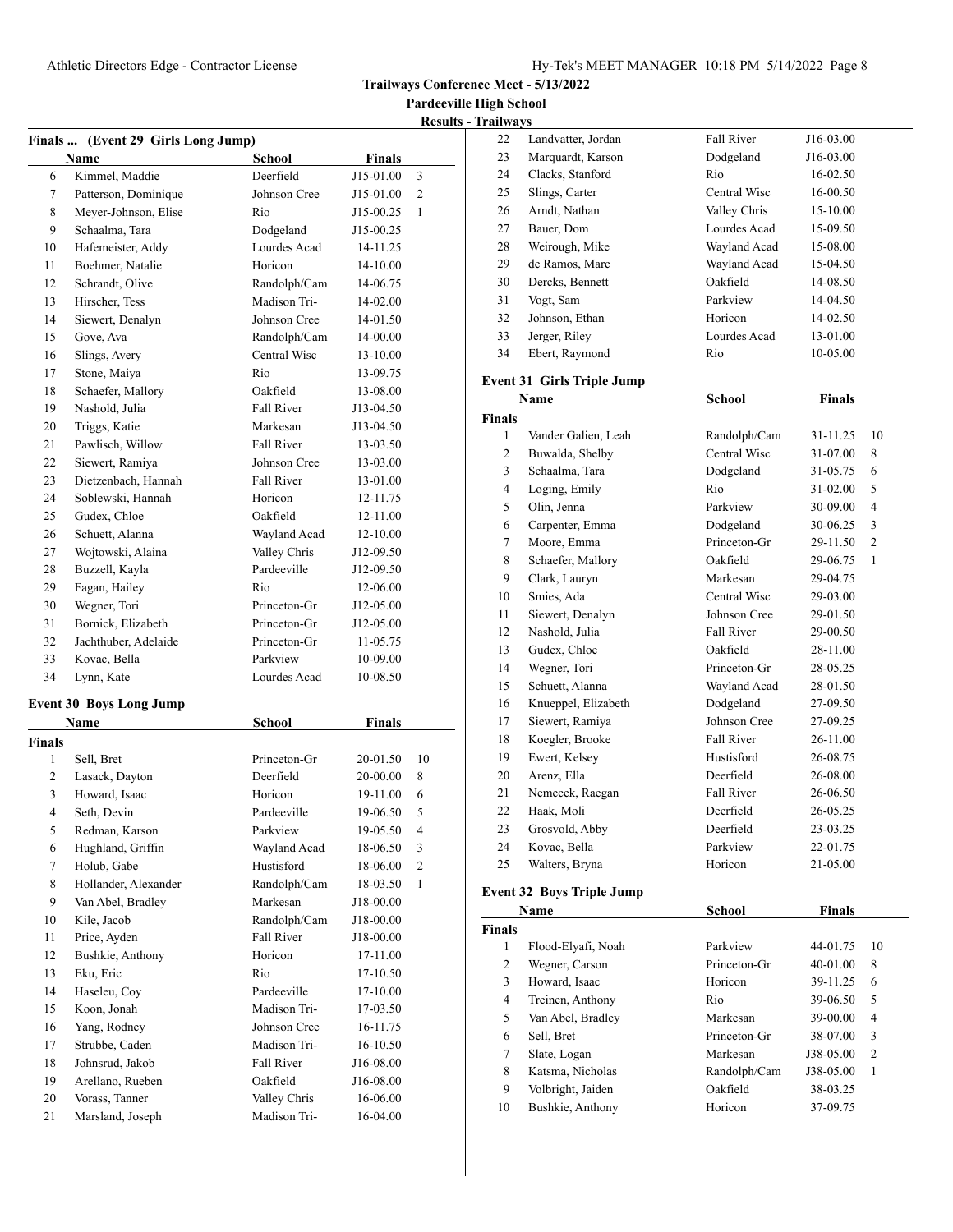**Trailways Conference Meet - 5/13/2022**

**Pardeeville High School**

**Results - Trailways**

### Finals ... (Event 29 Girls Long Jump)

| | Name | School | Finals | |
|---|---|---|---|---|
| 6 | Kimmel, Maddie | Deerfield | J15-01.00 | 3 |
| 7 | Patterson, Dominique | Johnson Cree | J15-01.00 | 2 |
| 8 | Meyer-Johnson, Elise | Rio | J15-00.25 | 1 |
| 9 | Schaalma, Tara | Dodgeland | J15-00.25 | |
| 10 | Hafemeister, Addy | Lourdes Acad | 14-11.25 | |
| 11 | Boehmer, Natalie | Horicon | 14-10.00 | |
| 12 | Schrandt, Olive | Randolph/Cam | 14-06.75 | |
| 13 | Hirscher, Tess | Madison Tri- | 14-02.00 | |
| 14 | Siewert, Denalyn | Johnson Cree | 14-01.50 | |
| 15 | Gove, Ava | Randolph/Cam | 14-00.00 | |
| 16 | Slings, Avery | Central Wisc | 13-10.00 | |
| 17 | Stone, Maiya | Rio | 13-09.75 | |
| 18 | Schaefer, Mallory | Oakfield | 13-08.00 | |
| 19 | Nashold, Julia | Fall River | J13-04.50 | |
| 20 | Triggs, Katie | Markesan | J13-04.50 | |
| 21 | Pawlisch, Willow | Fall River | 13-03.50 | |
| 22 | Siewert, Ramiya | Johnson Cree | 13-03.00 | |
| 23 | Dietzenbach, Hannah | Fall River | 13-01.00 | |
| 24 | Soblewski, Hannah | Horicon | 12-11.75 | |
| 25 | Gudex, Chloe | Oakfield | 12-11.00 | |
| 26 | Schuett, Alanna | Wayland Acad | 12-10.00 | |
| 27 | Wojtowski, Alaina | Valley Chris | J12-09.50 | |
| 28 | Buzzell, Kayla | Pardeeville | J12-09.50 | |
| 29 | Fagan, Hailey | Rio | 12-06.00 | |
| 30 | Wegner, Tori | Princeton-Gr | J12-05.00 | |
| 31 | Bornick, Elizabeth | Princeton-Gr | J12-05.00 | |
| 32 | Jachthuber, Adelaide | Princeton-Gr | 11-05.75 | |
| 33 | Kovac, Bella | Parkview | 10-09.00 | |
| 34 | Lynn, Kate | Lourdes Acad | 10-08.50 | |

### Event 30 Boys Long Jump

| | Name | School | Finals | |
|---|---|---|---|---|
| **Finals** | | | | |
| 1 | Sell, Bret | Princeton-Gr | 20-01.50 | 10 |
| 2 | Lasack, Dayton | Deerfield | 20-00.00 | 8 |
| 3 | Howard, Isaac | Horicon | 19-11.00 | 6 |
| 4 | Seth, Devin | Pardeeville | 19-06.50 | 5 |
| 5 | Redman, Karson | Parkview | 19-05.50 | 4 |
| 6 | Hughland, Griffin | Wayland Acad | 18-06.50 | 3 |
| 7 | Holub, Gabe | Hustisford | 18-06.00 | 2 |
| 8 | Hollander, Alexander | Randolph/Cam | 18-03.50 | 1 |
| 9 | Van Abel, Bradley | Markesan | J18-00.00 | |
| 10 | Kile, Jacob | Randolph/Cam | J18-00.00 | |
| 11 | Price, Ayden | Fall River | J18-00.00 | |
| 12 | Bushkie, Anthony | Horicon | 17-11.00 | |
| 13 | Eku, Eric | Rio | 17-10.50 | |
| 14 | Haseleu, Coy | Pardeeville | 17-10.00 | |
| 15 | Koon, Jonah | Madison Tri- | 17-03.50 | |
| 16 | Yang, Rodney | Johnson Cree | 16-11.75 | |
| 17 | Strubbe, Caden | Madison Tri- | 16-10.50 | |
| 18 | Johnsrud, Jakob | Fall River | J16-08.00 | |
| 19 | Arellano, Rueben | Oakfield | J16-08.00 | |
| 20 | Vorass, Tanner | Valley Chris | 16-06.00 | |
| 21 | Marsland, Joseph | Madison Tri- | 16-04.00 | |
| 22 | Landvatter, Jordan | Fall River | J16-03.00 | |
| 23 | Marquardt, Karson | Dodgeland | J16-03.00 | |
| 24 | Clacks, Stanford | Rio | 16-02.50 | |
| 25 | Slings, Carter | Central Wisc | 16-00.50 | |
| 26 | Arndt, Nathan | Valley Chris | 15-10.00 | |
| 27 | Bauer, Dom | Lourdes Acad | 15-09.50 | |
| 28 | Weirough, Mike | Wayland Acad | 15-08.00 | |
| 29 | de Ramos, Marc | Wayland Acad | 15-04.50 | |
| 30 | Dercks, Bennett | Oakfield | 14-08.50 | |
| 31 | Vogt, Sam | Parkview | 14-04.50 | |
| 32 | Johnson, Ethan | Horicon | 14-02.50 | |
| 33 | Jerger, Riley | Lourdes Acad | 13-01.00 | |
| 34 | Ebert, Raymond | Rio | 10-05.00 | |

### Event 31 Girls Triple Jump

| | Name | School | Finals | |
|---|---|---|---|---|
| **Finals** | | | | |
| 1 | Vander Galien, Leah | Randolph/Cam | 31-11.25 | 10 |
| 2 | Buwalda, Shelby | Central Wisc | 31-07.00 | 8 |
| 3 | Schaalma, Tara | Dodgeland | 31-05.75 | 6 |
| 4 | Loging, Emily | Rio | 31-02.00 | 5 |
| 5 | Olin, Jenna | Parkview | 30-09.00 | 4 |
| 6 | Carpenter, Emma | Dodgeland | 30-06.25 | 3 |
| 7 | Moore, Emma | Princeton-Gr | 29-11.50 | 2 |
| 8 | Schaefer, Mallory | Oakfield | 29-06.75 | 1 |
| 9 | Clark, Lauryn | Markesan | 29-04.75 | |
| 10 | Smies, Ada | Central Wisc | 29-03.00 | |
| 11 | Siewert, Denalyn | Johnson Cree | 29-01.50 | |
| 12 | Nashold, Julia | Fall River | 29-00.50 | |
| 13 | Gudex, Chloe | Oakfield | 28-11.00 | |
| 14 | Wegner, Tori | Princeton-Gr | 28-05.25 | |
| 15 | Schuett, Alanna | Wayland Acad | 28-01.50 | |
| 16 | Knueppel, Elizabeth | Dodgeland | 27-09.50 | |
| 17 | Siewert, Ramiya | Johnson Cree | 27-09.25 | |
| 18 | Koegler, Brooke | Fall River | 26-11.00 | |
| 19 | Ewert, Kelsey | Hustisford | 26-08.75 | |
| 20 | Arenz, Ella | Deerfield | 26-08.00 | |
| 21 | Nemecek, Raegan | Fall River | 26-06.50 | |
| 22 | Haak, Moli | Deerfield | 26-05.25 | |
| 23 | Grosvold, Abby | Deerfield | 23-03.25 | |
| 24 | Kovac, Bella | Parkview | 22-01.75 | |
| 25 | Walters, Bryna | Horicon | 21-05.00 | |

### Event 32 Boys Triple Jump

| | Name | School | Finals | |
|---|---|---|---|---|
| **Finals** | | | | |
| 1 | Flood-Elyafi, Noah | Parkview | 44-01.75 | 10 |
| 2 | Wegner, Carson | Princeton-Gr | 40-01.00 | 8 |
| 3 | Howard, Isaac | Horicon | 39-11.25 | 6 |
| 4 | Treinen, Anthony | Rio | 39-06.50 | 5 |
| 5 | Van Abel, Bradley | Markesan | 39-00.00 | 4 |
| 6 | Sell, Bret | Princeton-Gr | 38-07.00 | 3 |
| 7 | Slate, Logan | Markesan | J38-05.00 | 2 |
| 8 | Katsma, Nicholas | Randolph/Cam | J38-05.00 | 1 |
| 9 | Volbright, Jaiden | Oakfield | 38-03.25 | |
| 10 | Bushkie, Anthony | Horicon | 37-09.75 | |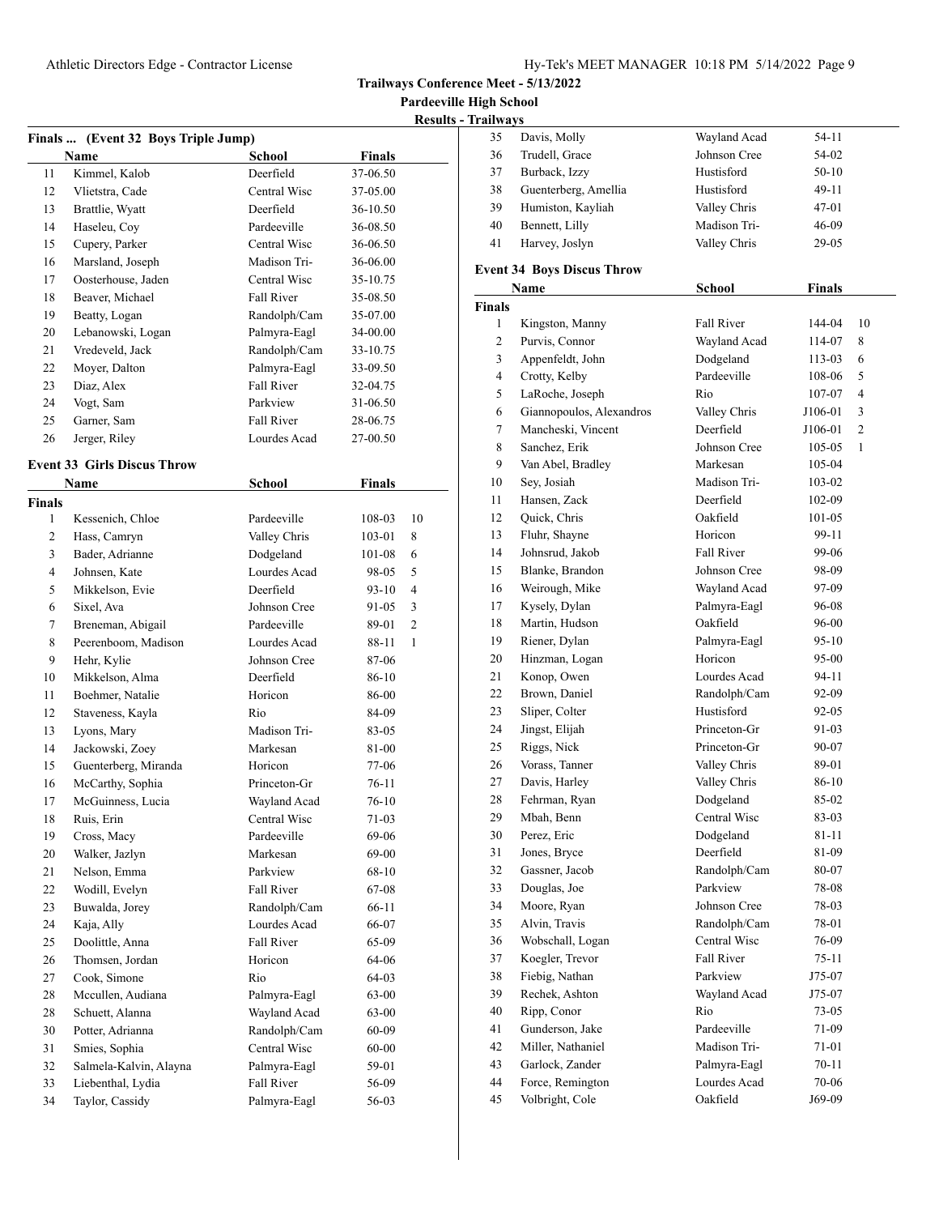**Trailways Conference Meet - 5/13/2022**

**Pardeeville High School**

**Results - Trailways**

### Finals ... (Event 32 Boys Triple Jump)

| | Name | School | Finals |
|---|---|---|---|
| 11 | Kimmel, Kalob | Deerfield | 37-06.50 |
| 12 | Vlietstra, Cade | Central Wisc | 37-05.00 |
| 13 | Brattlie, Wyatt | Deerfield | 36-10.50 |
| 14 | Haseleu, Coy | Pardeeville | 36-08.50 |
| 15 | Cupery, Parker | Central Wisc | 36-06.50 |
| 16 | Marsland, Joseph | Madison Tri- | 36-06.00 |
| 17 | Oosterhouse, Jaden | Central Wisc | 35-10.75 |
| 18 | Beaver, Michael | Fall River | 35-08.50 |
| 19 | Beatty, Logan | Randolph/Cam | 35-07.00 |
| 20 | Lebanowski, Logan | Palmyra-Eagl | 34-00.00 |
| 21 | Vredeveld, Jack | Randolph/Cam | 33-10.75 |
| 22 | Moyer, Dalton | Palmyra-Eagl | 33-09.50 |
| 23 | Diaz, Alex | Fall River | 32-04.75 |
| 24 | Vogt, Sam | Parkview | 31-06.50 |
| 25 | Garner, Sam | Fall River | 28-06.75 |
| 26 | Jerger, Riley | Lourdes Acad | 27-00.50 |

### Event 33 Girls Discus Throw

| | Name | School | Finals | |
|---|---|---|---|---|
| **Finals** | | | | |
| 1 | Kessenich, Chloe | Pardeeville | 108-03 | 10 |
| 2 | Hass, Camryn | Valley Chris | 103-01 | 8 |
| 3 | Bader, Adrianne | Dodgeland | 101-08 | 6 |
| 4 | Johnsen, Kate | Lourdes Acad | 98-05 | 5 |
| 5 | Mikkelson, Evie | Deerfield | 93-10 | 4 |
| 6 | Sixel, Ava | Johnson Cree | 91-05 | 3 |
| 7 | Breneman, Abigail | Pardeeville | 89-01 | 2 |
| 8 | Peerenboom, Madison | Lourdes Acad | 88-11 | 1 |
| 9 | Hehr, Kylie | Johnson Cree | 87-06 | |
| 10 | Mikkelson, Alma | Deerfield | 86-10 | |
| 11 | Boehmer, Natalie | Horicon | 86-00 | |
| 12 | Staveness, Kayla | Rio | 84-09 | |
| 13 | Lyons, Mary | Madison Tri- | 83-05 | |
| 14 | Jackowski, Zoey | Markesan | 81-00 | |
| 15 | Guenterberg, Miranda | Horicon | 77-06 | |
| 16 | McCarthy, Sophia | Princeton-Gr | 76-11 | |
| 17 | McGuinness, Lucia | Wayland Acad | 76-10 | |
| 18 | Ruis, Erin | Central Wisc | 71-03 | |
| 19 | Cross, Macy | Pardeeville | 69-06 | |
| 20 | Walker, Jazlyn | Markesan | 69-00 | |
| 21 | Nelson, Emma | Parkview | 68-10 | |
| 22 | Wodill, Evelyn | Fall River | 67-08 | |
| 23 | Buwalda, Jorey | Randolph/Cam | 66-11 | |
| 24 | Kaja, Ally | Lourdes Acad | 66-07 | |
| 25 | Doolittle, Anna | Fall River | 65-09 | |
| 26 | Thomsen, Jordan | Horicon | 64-06 | |
| 27 | Cook, Simone | Rio | 64-03 | |
| 28 | Mccullen, Audiana | Palmyra-Eagl | 63-00 | |
| 28 | Schuett, Alanna | Wayland Acad | 63-00 | |
| 30 | Potter, Adrianna | Randolph/Cam | 60-09 | |
| 31 | Smies, Sophia | Central Wisc | 60-00 | |
| 32 | Salmela-Kalvin, Alayna | Palmyra-Eagl | 59-01 | |
| 33 | Liebenthal, Lydia | Fall River | 56-09 | |
| 34 | Taylor, Cassidy | Palmyra-Eagl | 56-03 | |
| 35 | Davis, Molly | Wayland Acad | 54-11 | |
| 36 | Trudell, Grace | Johnson Cree | 54-02 | |
| 37 | Burback, Izzy | Hustisford | 50-10 | |
| 38 | Guenterberg, Amellia | Hustisford | 49-11 | |
| 39 | Humiston, Kayliah | Valley Chris | 47-01 | |
| 40 | Bennett, Lilly | Madison Tri- | 46-09 | |
| 41 | Harvey, Joslyn | Valley Chris | 29-05 | |

### Event 34 Boys Discus Throw

| | Name | School | Finals | |
|---|---|---|---|---|
| **Finals** | | | | |
| 1 | Kingston, Manny | Fall River | 144-04 | 10 |
| 2 | Purvis, Connor | Wayland Acad | 114-07 | 8 |
| 3 | Appenfeldt, John | Dodgeland | 113-03 | 6 |
| 4 | Crotty, Kelby | Pardeeville | 108-06 | 5 |
| 5 | LaRoche, Joseph | Rio | 107-07 | 4 |
| 6 | Giannopoulos, Alexandros | Valley Chris | J106-01 | 3 |
| 7 | Mancheski, Vincent | Deerfield | J106-01 | 2 |
| 8 | Sanchez, Erik | Johnson Cree | 105-05 | 1 |
| 9 | Van Abel, Bradley | Markesan | 105-04 | |
| 10 | Sey, Josiah | Madison Tri- | 103-02 | |
| 11 | Hansen, Zack | Deerfield | 102-09 | |
| 12 | Quick, Chris | Oakfield | 101-05 | |
| 13 | Fluhr, Shayne | Horicon | 99-11 | |
| 14 | Johnsrud, Jakob | Fall River | 99-06 | |
| 15 | Blanke, Brandon | Johnson Cree | 98-09 | |
| 16 | Weirough, Mike | Wayland Acad | 97-09 | |
| 17 | Kysely, Dylan | Palmyra-Eagl | 96-08 | |
| 18 | Martin, Hudson | Oakfield | 96-00 | |
| 19 | Riener, Dylan | Palmyra-Eagl | 95-10 | |
| 20 | Hinzman, Logan | Horicon | 95-00 | |
| 21 | Konop, Owen | Lourdes Acad | 94-11 | |
| 22 | Brown, Daniel | Randolph/Cam | 92-09 | |
| 23 | Sliper, Colter | Hustisford | 92-05 | |
| 24 | Jingst, Elijah | Princeton-Gr | 91-03 | |
| 25 | Riggs, Nick | Princeton-Gr | 90-07 | |
| 26 | Vorass, Tanner | Valley Chris | 89-01 | |
| 27 | Davis, Harley | Valley Chris | 86-10 | |
| 28 | Fehrman, Ryan | Dodgeland | 85-02 | |
| 29 | Mbah, Benn | Central Wisc | 83-03 | |
| 30 | Perez, Eric | Dodgeland | 81-11 | |
| 31 | Jones, Bryce | Deerfield | 81-09 | |
| 32 | Gassner, Jacob | Randolph/Cam | 80-07 | |
| 33 | Douglas, Joe | Parkview | 78-08 | |
| 34 | Moore, Ryan | Johnson Cree | 78-03 | |
| 35 | Alvin, Travis | Randolph/Cam | 78-01 | |
| 36 | Wobschall, Logan | Central Wisc | 76-09 | |
| 37 | Koegler, Trevor | Fall River | 75-11 | |
| 38 | Fiebig, Nathan | Parkview | J75-07 | |
| 39 | Rechek, Ashton | Wayland Acad | J75-07 | |
| 40 | Ripp, Conor | Rio | 73-05 | |
| 41 | Gunderson, Jake | Pardeeville | 71-09 | |
| 42 | Miller, Nathaniel | Madison Tri- | 71-01 | |
| 43 | Garlock, Zander | Palmyra-Eagl | 70-11 | |
| 44 | Force, Remington | Lourdes Acad | 70-06 | |
| 45 | Volbright, Cole | Oakfield | J69-09 | |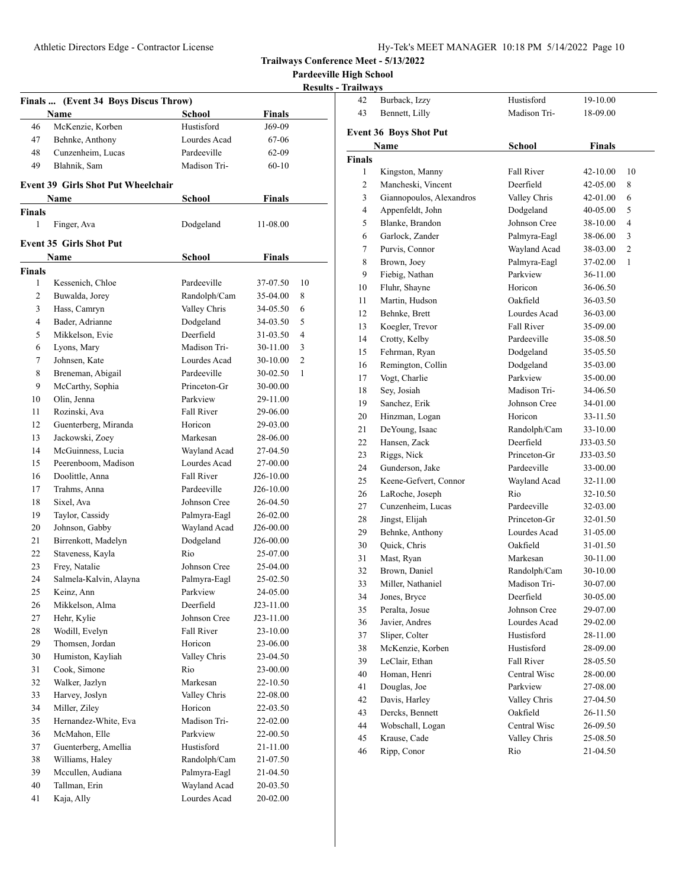**Trailways Conference Meet - 5/13/2022**

**Pardeeville High School**

**Results - Trailways**

### Finals ... (Event 34 Boys Discus Throw)

| | Name | School | Finals |
|---|---|---|---|
| 46 | McKenzie, Korben | Hustisford | J69-09 |
| 47 | Behnke, Anthony | Lourdes Acad | 67-06 |
| 48 | Cunzenheim, Lucas | Pardeeville | 62-09 |
| 49 | Blahnik, Sam | Madison Tri- | 60-10 |

### Event 39 Girls Shot Put Wheelchair

| | Name | School | Finals |
|---|---|---|---|
| **Finals** | | | |
| 1 | Finger, Ava | Dodgeland | 11-08.00 |

### Event 35 Girls Shot Put

| | Name | School | Finals | |
|---|---|---|---|---|
| **Finals** | | | | |
| 1 | Kessenich, Chloe | Pardeeville | 37-07.50 | 10 |
| 2 | Buwalda, Jorey | Randolph/Cam | 35-04.00 | 8 |
| 3 | Hass, Camryn | Valley Chris | 34-05.50 | 6 |
| 4 | Bader, Adrianne | Dodgeland | 34-03.50 | 5 |
| 5 | Mikkelson, Evie | Deerfield | 31-03.50 | 4 |
| 6 | Lyons, Mary | Madison Tri- | 30-11.00 | 3 |
| 7 | Johnsen, Kate | Lourdes Acad | 30-10.00 | 2 |
| 8 | Breneman, Abigail | Pardeeville | 30-02.50 | 1 |
| 9 | McCarthy, Sophia | Princeton-Gr | 30-00.00 | |
| 10 | Olin, Jenna | Parkview | 29-11.00 | |
| 11 | Rozinski, Ava | Fall River | 29-06.00 | |
| 12 | Guenterberg, Miranda | Horicon | 29-03.00 | |
| 13 | Jackowski, Zoey | Markesan | 28-06.00 | |
| 14 | McGuinness, Lucia | Wayland Acad | 27-04.50 | |
| 15 | Peerenboom, Madison | Lourdes Acad | 27-00.00 | |
| 16 | Doolittle, Anna | Fall River | J26-10.00 | |
| 17 | Trahms, Anna | Pardeeville | J26-10.00 | |
| 18 | Sixel, Ava | Johnson Cree | 26-04.50 | |
| 19 | Taylor, Cassidy | Palmyra-Eagl | 26-02.00 | |
| 20 | Johnson, Gabby | Wayland Acad | J26-00.00 | |
| 21 | Birrenkott, Madelyn | Dodgeland | J26-00.00 | |
| 22 | Staveness, Kayla | Rio | 25-07.00 | |
| 23 | Frey, Natalie | Johnson Cree | 25-04.00 | |
| 24 | Salmela-Kalvin, Alayna | Palmyra-Eagl | 25-02.50 | |
| 25 | Keinz, Ann | Parkview | 24-05.00 | |
| 26 | Mikkelson, Alma | Deerfield | J23-11.00 | |
| 27 | Hehr, Kylie | Johnson Cree | J23-11.00 | |
| 28 | Wodill, Evelyn | Fall River | 23-10.00 | |
| 29 | Thomsen, Jordan | Horicon | 23-06.00 | |
| 30 | Humiston, Kayliah | Valley Chris | 23-04.50 | |
| 31 | Cook, Simone | Rio | 23-00.00 | |
| 32 | Walker, Jazlyn | Markesan | 22-10.50 | |
| 33 | Harvey, Joslyn | Valley Chris | 22-08.00 | |
| 34 | Miller, Ziley | Horicon | 22-03.50 | |
| 35 | Hernandez-White, Eva | Madison Tri- | 22-02.00 | |
| 36 | McMahon, Elle | Parkview | 22-00.50 | |
| 37 | Guenterberg, Amellia | Hustisford | 21-11.00 | |
| 38 | Williams, Haley | Randolph/Cam | 21-07.50 | |
| 39 | Mccullen, Audiana | Palmyra-Eagl | 21-04.50 | |
| 40 | Tallman, Erin | Wayland Acad | 20-03.50 | |
| 41 | Kaja, Ally | Lourdes Acad | 20-02.00 | |
| 42 | Burback, Izzy | Hustisford | 19-10.00 | |
| 43 | Bennett, Lilly | Madison Tri- | 18-09.00 | |

### Event 36 Boys Shot Put

| | Name | School | Finals | |
|---|---|---|---|---|
| **Finals** | | | | |
| 1 | Kingston, Manny | Fall River | 42-10.00 | 10 |
| 2 | Mancheski, Vincent | Deerfield | 42-05.00 | 8 |
| 3 | Giannopoulos, Alexandros | Valley Chris | 42-01.00 | 6 |
| 4 | Appenfeldt, John | Dodgeland | 40-05.00 | 5 |
| 5 | Blanke, Brandon | Johnson Cree | 38-10.00 | 4 |
| 6 | Garlock, Zander | Palmyra-Eagl | 38-06.00 | 3 |
| 7 | Purvis, Connor | Wayland Acad | 38-03.00 | 2 |
| 8 | Brown, Joey | Palmyra-Eagl | 37-02.00 | 1 |
| 9 | Fiebig, Nathan | Parkview | 36-11.00 | |
| 10 | Fluhr, Shayne | Horicon | 36-06.50 | |
| 11 | Martin, Hudson | Oakfield | 36-03.50 | |
| 12 | Behnke, Brett | Lourdes Acad | 36-03.00 | |
| 13 | Koegler, Trevor | Fall River | 35-09.00 | |
| 14 | Crotty, Kelby | Pardeeville | 35-08.50 | |
| 15 | Fehrman, Ryan | Dodgeland | 35-05.50 | |
| 16 | Remington, Collin | Dodgeland | 35-03.00 | |
| 17 | Vogt, Charlie | Parkview | 35-00.00 | |
| 18 | Sey, Josiah | Madison Tri- | 34-06.50 | |
| 19 | Sanchez, Erik | Johnson Cree | 34-01.00 | |
| 20 | Hinzman, Logan | Horicon | 33-11.50 | |
| 21 | DeYoung, Isaac | Randolph/Cam | 33-10.00 | |
| 22 | Hansen, Zack | Deerfield | J33-03.50 | |
| 23 | Riggs, Nick | Princeton-Gr | J33-03.50 | |
| 24 | Gunderson, Jake | Pardeeville | 33-00.00 | |
| 25 | Keene-Gefvert, Connor | Wayland Acad | 32-11.00 | |
| 26 | LaRoche, Joseph | Rio | 32-10.50 | |
| 27 | Cunzenheim, Lucas | Pardeeville | 32-03.00 | |
| 28 | Jingst, Elijah | Princeton-Gr | 32-01.50 | |
| 29 | Behnke, Anthony | Lourdes Acad | 31-05.00 | |
| 30 | Quick, Chris | Oakfield | 31-01.50 | |
| 31 | Mast, Ryan | Markesan | 30-11.00 | |
| 32 | Brown, Daniel | Randolph/Cam | 30-10.00 | |
| 33 | Miller, Nathaniel | Madison Tri- | 30-07.00 | |
| 34 | Jones, Bryce | Deerfield | 30-05.00 | |
| 35 | Peralta, Josue | Johnson Cree | 29-07.00 | |
| 36 | Javier, Andres | Lourdes Acad | 29-02.00 | |
| 37 | Sliper, Colter | Hustisford | 28-11.00 | |
| 38 | McKenzie, Korben | Hustisford | 28-09.00 | |
| 39 | LeClair, Ethan | Fall River | 28-05.50 | |
| 40 | Homan, Henri | Central Wisc | 28-00.00 | |
| 41 | Douglas, Joe | Parkview | 27-08.00 | |
| 42 | Davis, Harley | Valley Chris | 27-04.50 | |
| 43 | Dercks, Bennett | Oakfield | 26-11.50 | |
| 44 | Wobschall, Logan | Central Wisc | 26-09.50 | |
| 45 | Krause, Cade | Valley Chris | 25-08.50 | |
| 46 | Ripp, Conor | Rio | 21-04.50 | |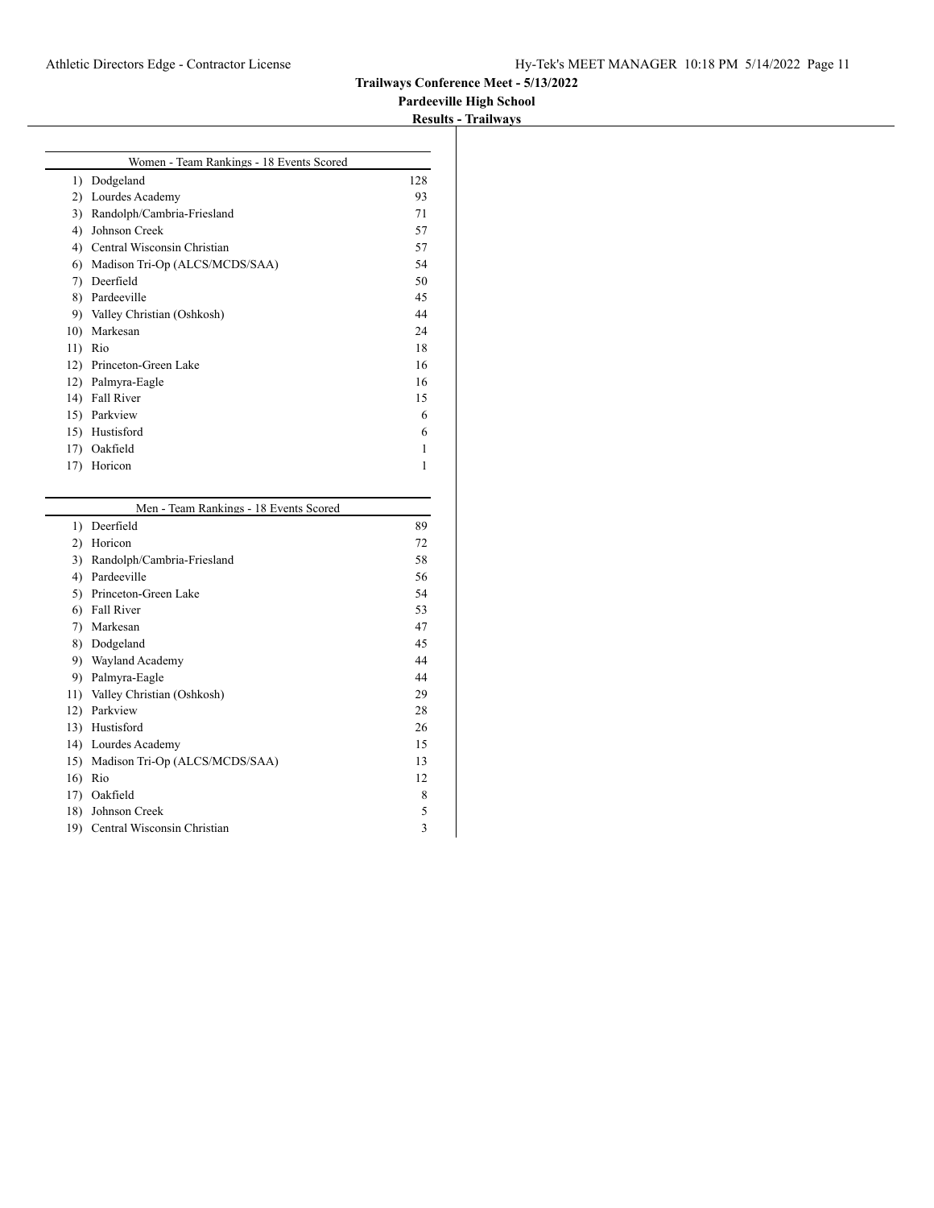## Trailways Conference Meet - 5/13/2022

**Pardeeville High School**

**Results - Trailways**

| Women - Team Rankings - 18 Events Scored | | |
|---|---|---|
| 1) | Dodgeland | 128 |
| 2) | Lourdes Academy | 93 |
| 3) | Randolph/Cambria-Friesland | 71 |
| 4) | Johnson Creek | 57 |
| 4) | Central Wisconsin Christian | 57 |
| 6) | Madison Tri-Op (ALCS/MCDS/SAA) | 54 |
| 7) | Deerfield | 50 |
| 8) | Pardeeville | 45 |
| 9) | Valley Christian (Oshkosh) | 44 |
| 10) | Markesan | 24 |
| 11) | Rio | 18 |
| 12) | Princeton-Green Lake | 16 |
| 12) | Palmyra-Eagle | 16 |
| 14) | Fall River | 15 |
| 15) | Parkview | 6 |
| 15) | Hustisford | 6 |
| 17) | Oakfield | 1 |
| 17) | Horicon | 1 |

| Men - Team Rankings - 18 Events Scored | | |
|---|---|---|
| 1) | Deerfield | 89 |
| 2) | Horicon | 72 |
| 3) | Randolph/Cambria-Friesland | 58 |
| 4) | Pardeeville | 56 |
| 5) | Princeton-Green Lake | 54 |
| 6) | Fall River | 53 |
| 7) | Markesan | 47 |
| 8) | Dodgeland | 45 |
| 9) | Wayland Academy | 44 |
| 9) | Palmyra-Eagle | 44 |
| 11) | Valley Christian (Oshkosh) | 29 |
| 12) | Parkview | 28 |
| 13) | Hustisford | 26 |
| 14) | Lourdes Academy | 15 |
| 15) | Madison Tri-Op (ALCS/MCDS/SAA) | 13 |
| 16) | Rio | 12 |
| 17) | Oakfield | 8 |
| 18) | Johnson Creek | 5 |
| 19) | Central Wisconsin Christian | 3 |